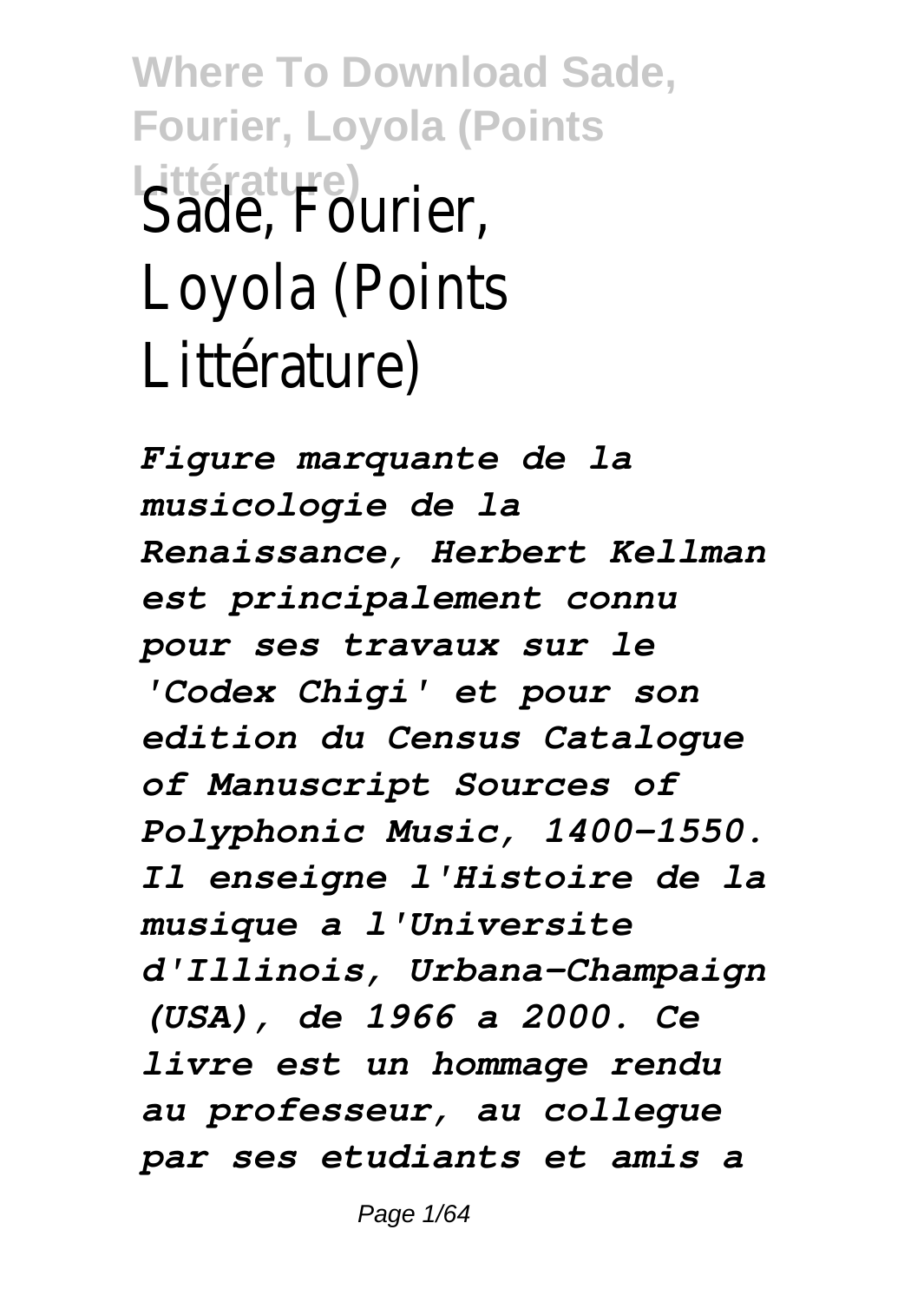# Sade, Fourier, Loyola (Points Littérature)

*Figure marquante de la musicologie de la Renaissance, Herbert Kellman est principalement connu pour ses travaux sur le 'Codex Chigi' et pour son edition du Census Catalogue of Manuscript Sources of Polyphonic Music, 1400-1550. Il enseigne l'Histoire de la musique a l'Universite d'Illinois, Urbana-Champaign (USA), de 1966 a 2000. Ce livre est un hommage rendu au professeur, au collegue par ses etudiants et amis a*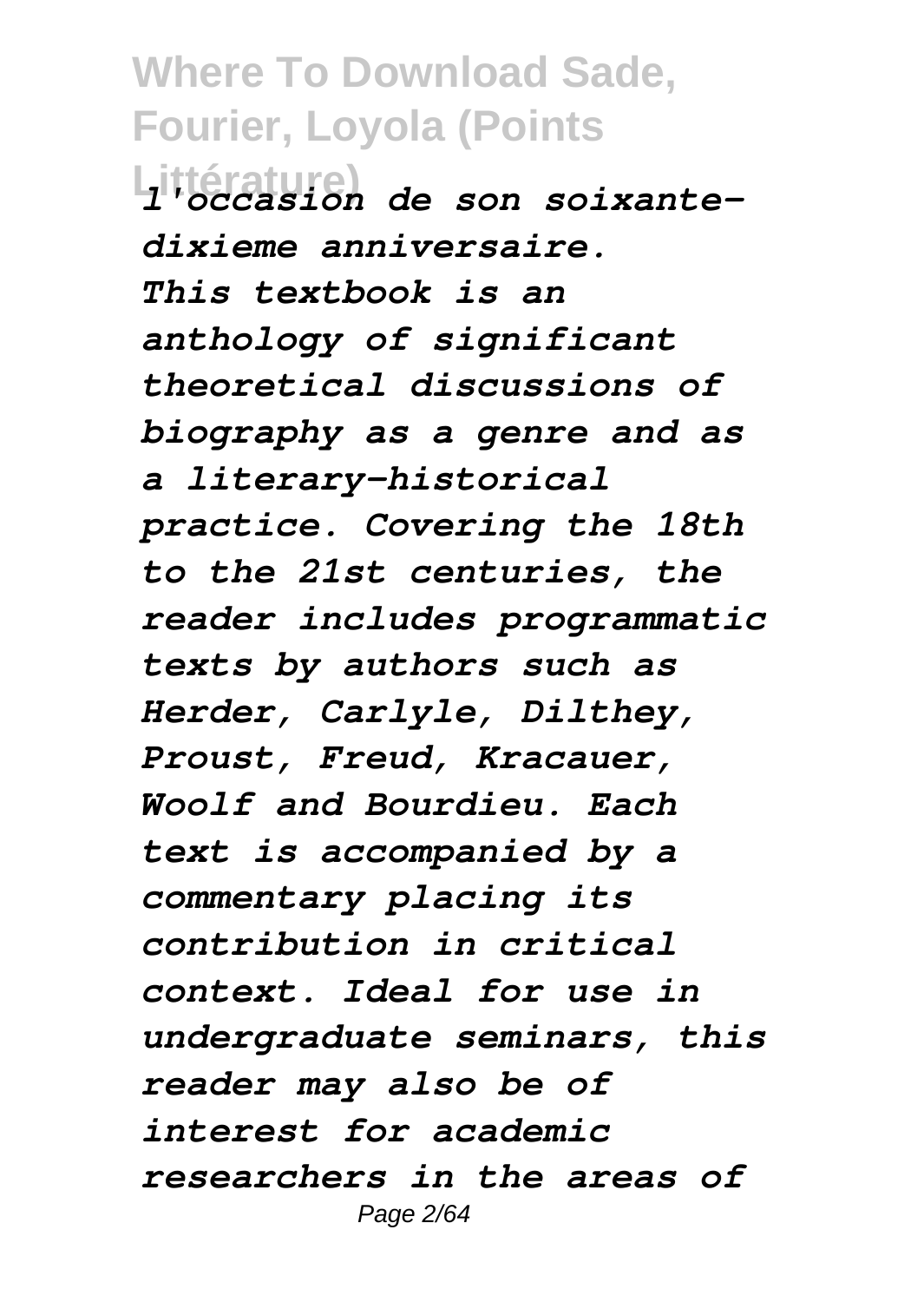*l'occasion de son soixante-dixieme anniversaire.*

*This textbook is an anthology of significant theoretical discussions of biography as a genre and as a literary-historical practice. Covering the 18th to the 21st centuries, the reader includes programmatic texts by authors such as Herder, Carlyle, Dilthey, Proust, Freud, Kracauer, Woolf and Bourdieu. Each text is accompanied by a commentary placing its contribution in critical context. Ideal for use in undergraduate seminars, this reader may also be of interest for academic researchers in the areas of*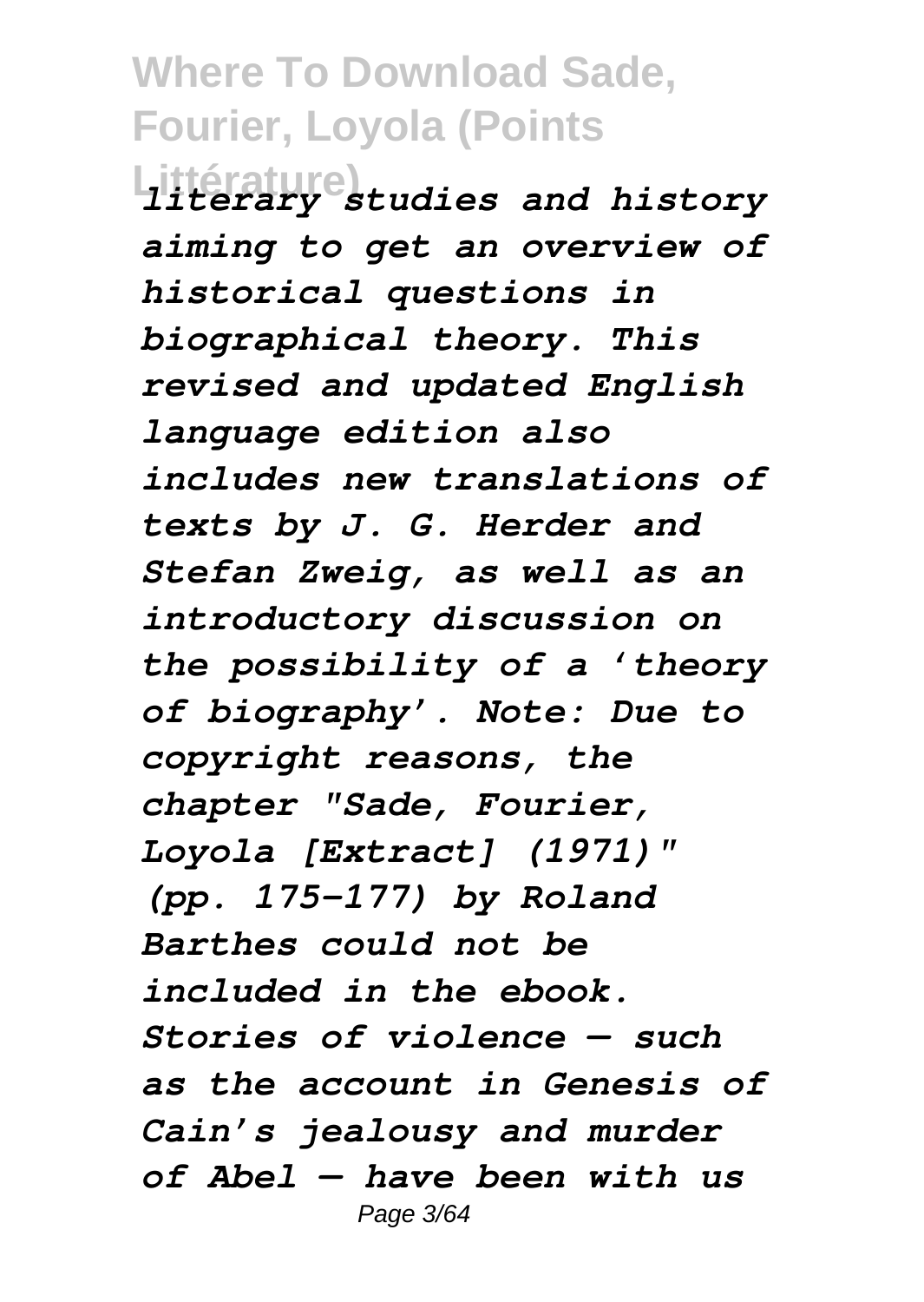*literary studies and history aiming to get an overview of historical questions in biographical theory. This revised and updated English language edition also includes new translations of texts by J. G. Herder and Stefan Zweig, as well as an introductory discussion on the possibility of a 'theory of biography'. Note: Due to copyright reasons, the chapter "Sade, Fourier, Loyola [Extract] (1971)" (pp. 175–177) by Roland Barthes could not be included in the ebook. Stories of violence — such as the account in Genesis of Cain's jealousy and murder of Abel — have been with us*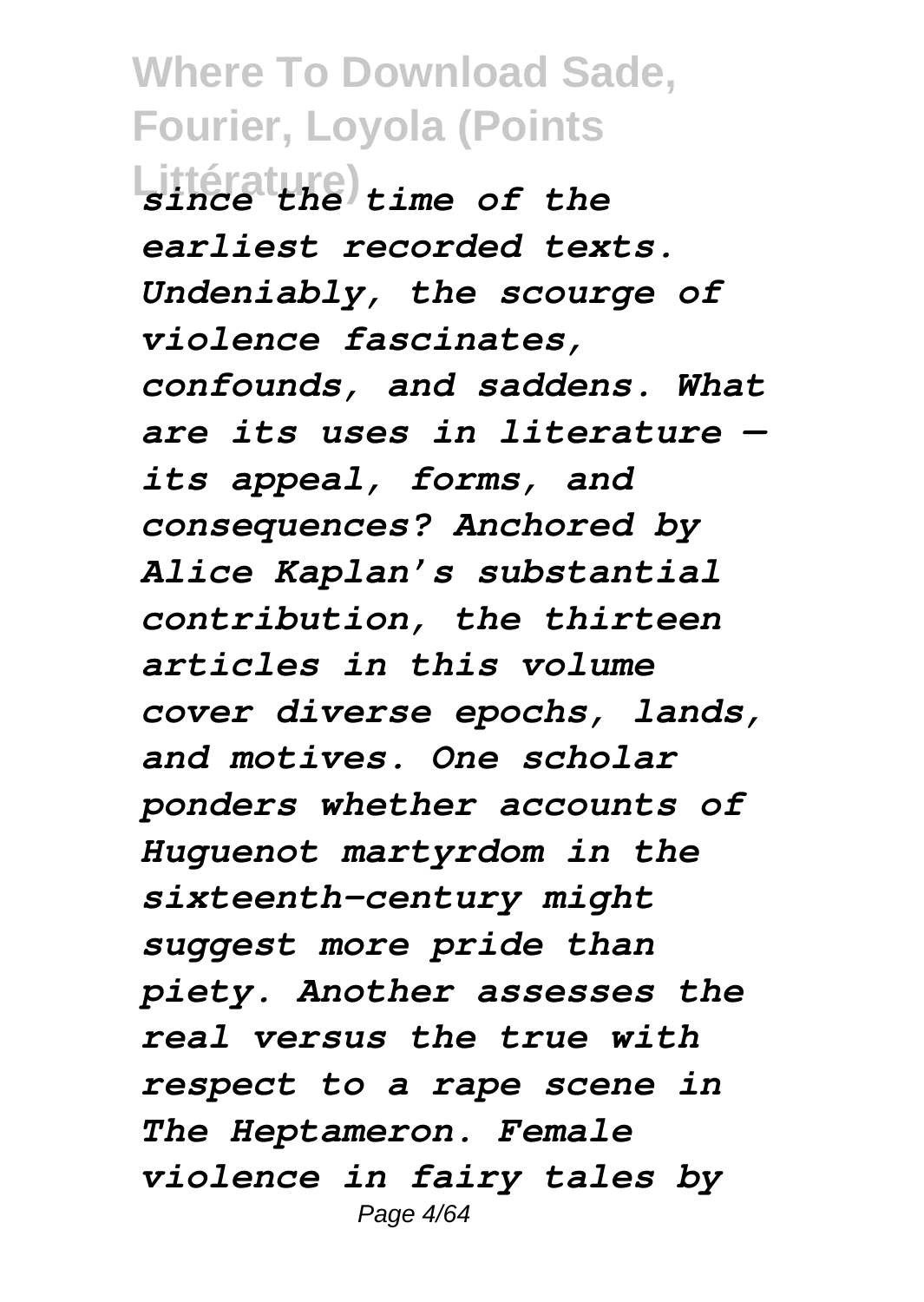*since the time of the earliest recorded texts. Undeniably, the scourge of violence fascinates, confounds, and saddens. What are its uses in literature — its appeal, forms, and consequences? Anchored by Alice Kaplan's substantial contribution, the thirteen articles in this volume cover diverse epochs, lands, and motives. One scholar ponders whether accounts of Huguenot martyrdom in the sixteenth-century might suggest more pride than piety. Another assesses the real versus the true with respect to a rape scene in The Heptameron. Female violence in fairy tales by*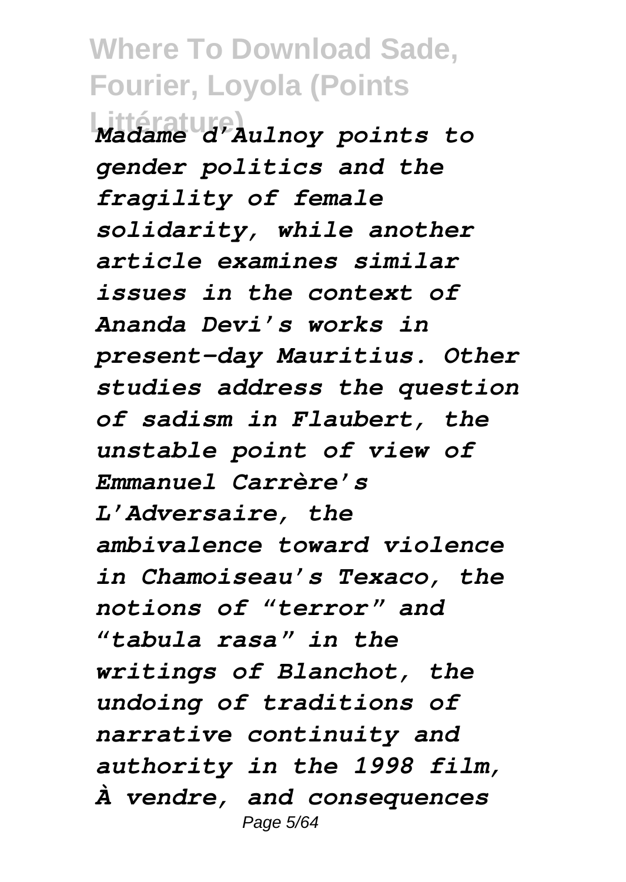*Madame d'Aulnoy points to gender politics and the fragility of female solidarity, while another article examines similar issues in the context of Ananda Devi's works in present-day Mauritius. Other studies address the question of sadism in Flaubert, the unstable point of view of Emmanuel Carrère's L'Adversaire, the ambivalence toward violence in Chamoiseau's Texaco, the notions of "terror" and "tabula rasa" in the writings of Blanchot, the undoing of traditions of narrative continuity and authority in the 1998 film, À vendre, and consequences*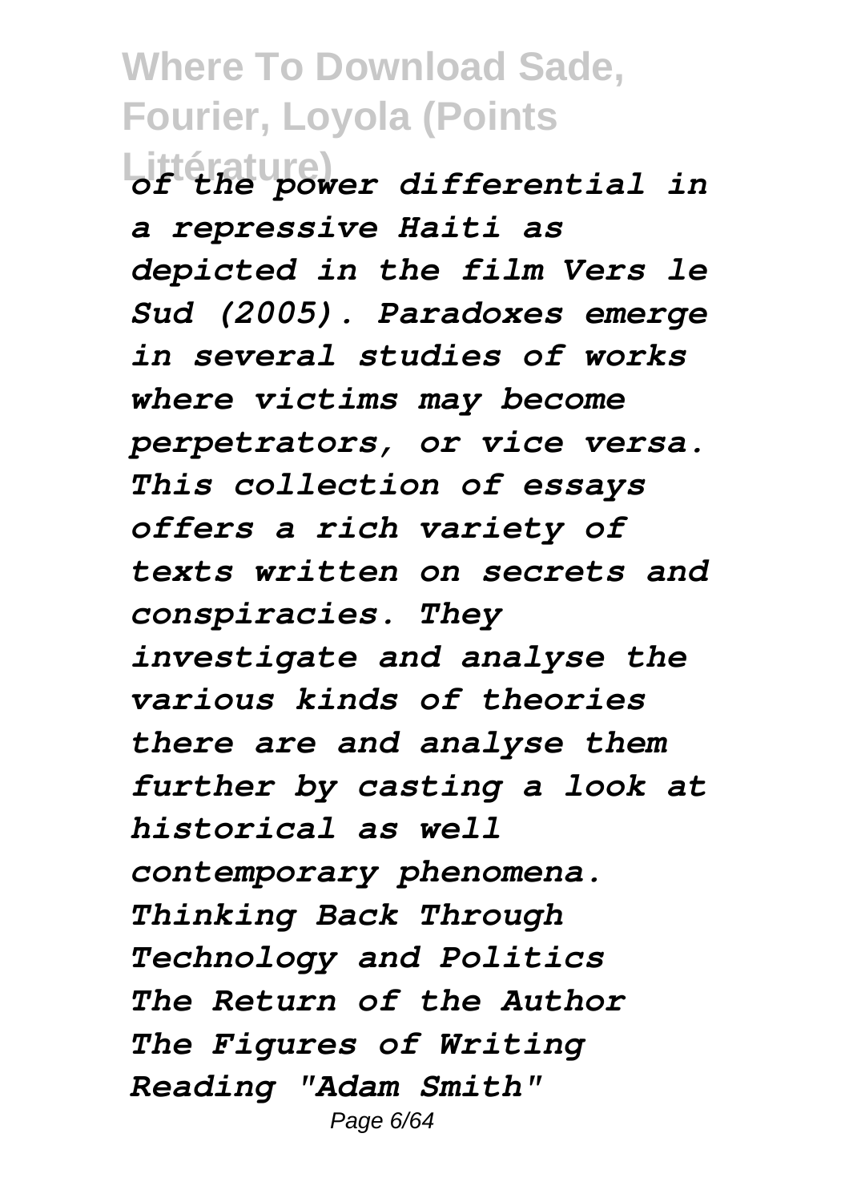*of the power differential in a repressive Haiti as depicted in the film Vers le Sud (2005). Paradoxes emerge in several studies of works where victims may become perpetrators, or vice versa. This collection of essays offers a rich variety of texts written on secrets and conspiracies. They investigate and analyse the various kinds of theories there are and analyse them further by casting a look at historical as well contemporary phenomena.*

*Thinking Back Through Technology and Politics*

*The Return of the Author*

*The Figures of Writing*

*Reading "Adam Smith"*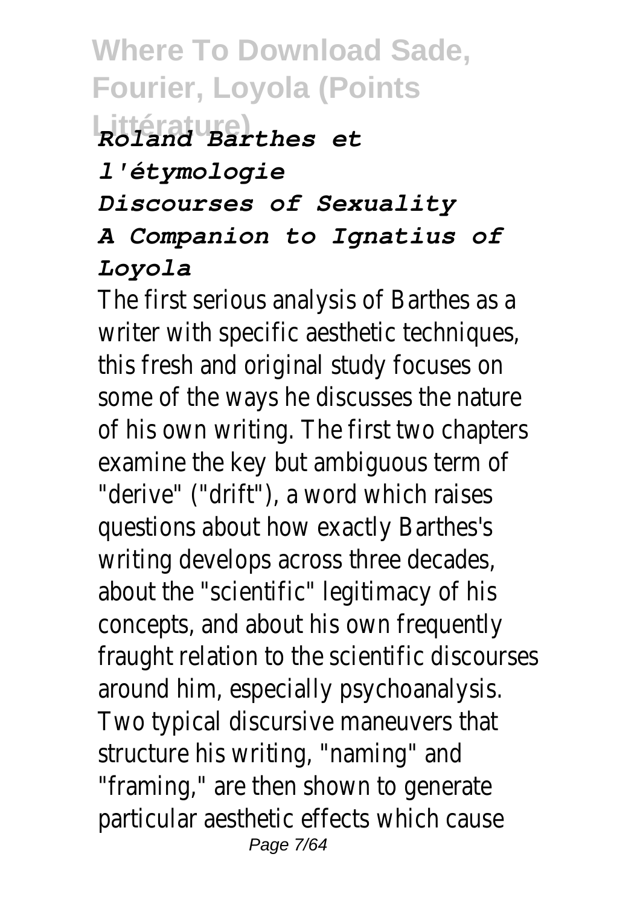***Roland Barthes et l'étymologie***

***Discourses of Sexuality***

***A Companion to Ignatius of Loyola***

The first serious analysis of Barthes as a writer with specific aesthetic techniques, this fresh and original study focuses on some of the ways he discusses the nature of his own writing. The first two chapters examine the key but ambiguous term of "derive" ("drift"), a word which raises questions about how exactly Barthes's writing develops across three decades, about the "scientific" legitimacy of his concepts, and about his own frequently fraught relation to the scientific discourses around him, especially psychoanalysis. Two typical discursive maneuvers that structure his writing, "naming" and "framing," are then shown to generate particular aesthetic effects which cause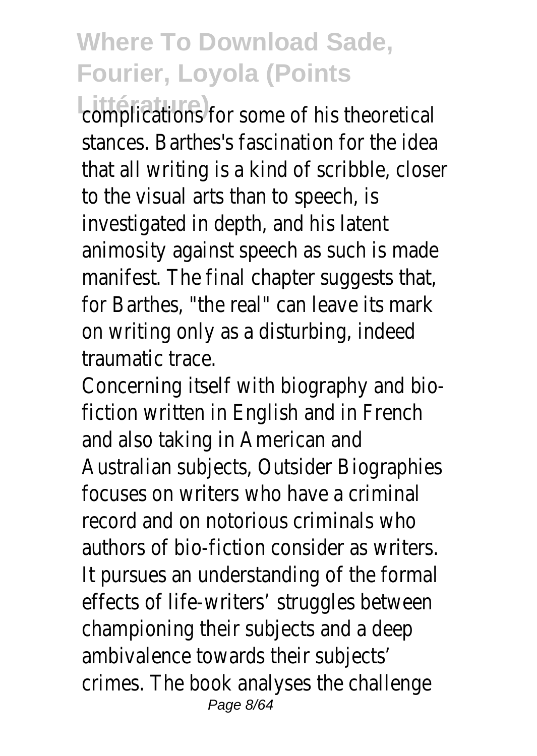complications for some of his theoretical stances. Barthes's fascination for the idea that all writing is a kind of scribble, closer to the visual arts than to speech, is investigated in depth, and his latent animosity against speech as such is made manifest. The final chapter suggests that, for Barthes, "the real" can leave its mark on writing only as a disturbing, indeed traumatic trace.

Concerning itself with biography and bio-fiction written in English and in French and also taking in American and Australian subjects, Outsider Biographies focuses on writers who have a criminal record and on notorious criminals who authors of bio-fiction consider as writers. It pursues an understanding of the formal effects of life-writers' struggles between championing their subjects and a deep ambivalence towards their subjects' crimes. The book analyses the challenge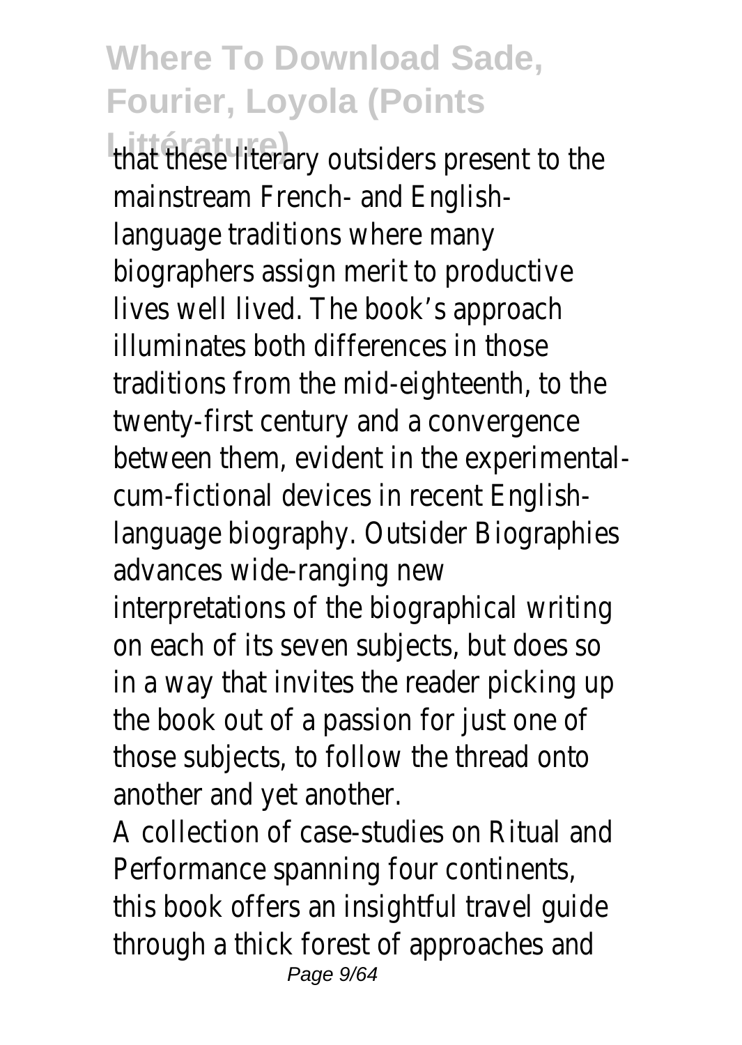that these literary outsiders present to the mainstream French- and English-language traditions where many biographers assign merit to productive lives well lived. The book's approach illuminates both differences in those traditions from the mid-eighteenth, to the twenty-first century and a convergence between them, evident in the experimental-cum-fictional devices in recent English-language biography. Outsider Biographies advances wide-ranging new interpretations of the biographical writing on each of its seven subjects, but does so in a way that invites the reader picking up the book out of a passion for just one of those subjects, to follow the thread onto another and yet another.

A collection of case-studies on Ritual and Performance spanning four continents, this book offers an insightful travel guide through a thick forest of approaches and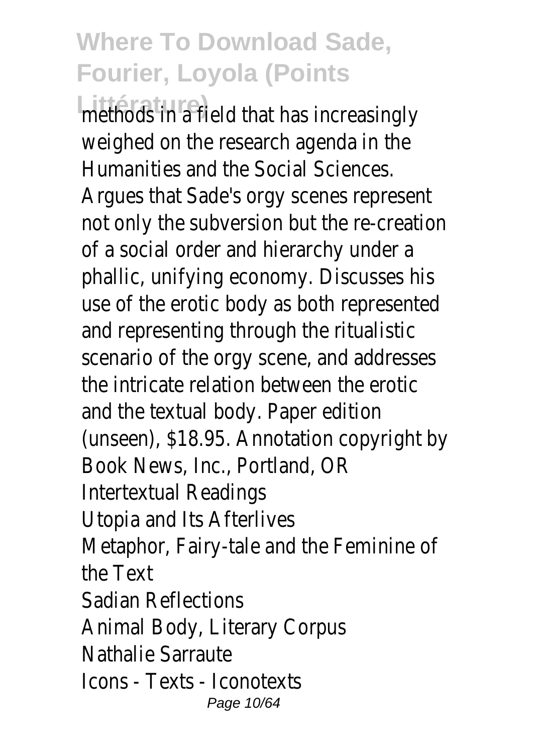methods in a field that has increasingly weighed on the research agenda in the Humanities and the Social Sciences.

Argues that Sade's orgy scenes represent not only the subversion but the re-creation of a social order and hierarchy under a phallic, unifying economy. Discusses his use of the erotic body as both represented and representing through the ritualistic scenario of the orgy scene, and addresses the intricate relation between the erotic and the textual body. Paper edition (unseen), $18.95. Annotation copyright by Book News, Inc., Portland, OR

Intertextual Readings

Utopia and Its Afterlives

Metaphor, Fairy-tale and the Feminine of the Text

Sadian Reflections

Animal Body, Literary Corpus

Nathalie Sarraute

Icons - Texts - Iconotexts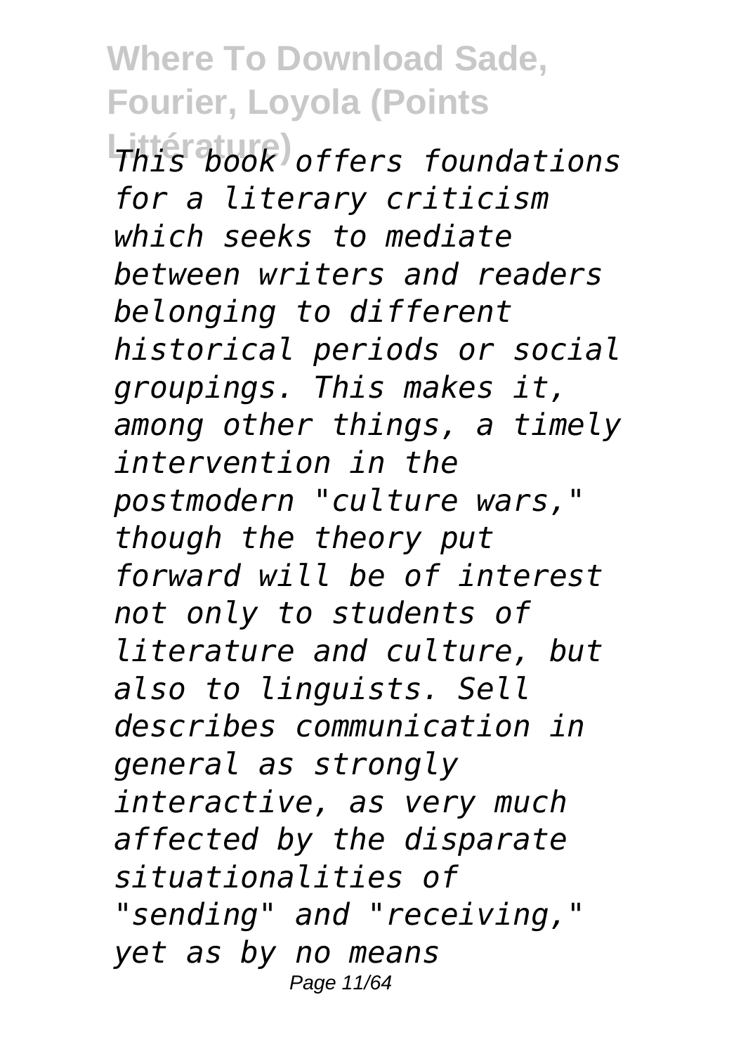*This book offers foundations for a literary criticism which seeks to mediate between writers and readers belonging to different historical periods or social groupings. This makes it, among other things, a timely intervention in the postmodern "culture wars," though the theory put forward will be of interest not only to students of literature and culture, but also to linguists. Sell describes communication in general as strongly interactive, as very much affected by the disparate situationalities of "sending" and "receiving," yet as by no means*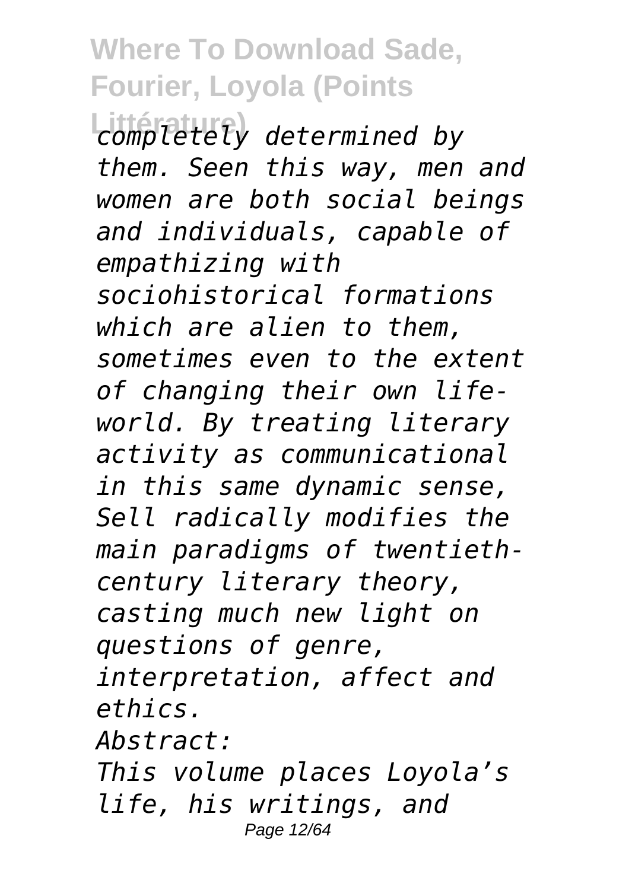*completely determined by them. Seen this way, men and women are both social beings and individuals, capable of empathizing with sociohistorical formations which are alien to them, sometimes even to the extent of changing their own life-world. By treating literary activity as communicational in this same dynamic sense, Sell radically modifies the main paradigms of twentieth-century literary theory, casting much new light on questions of genre, interpretation, affect and ethics.*

*Abstract:*

*This volume places Loyola's life, his writings, and*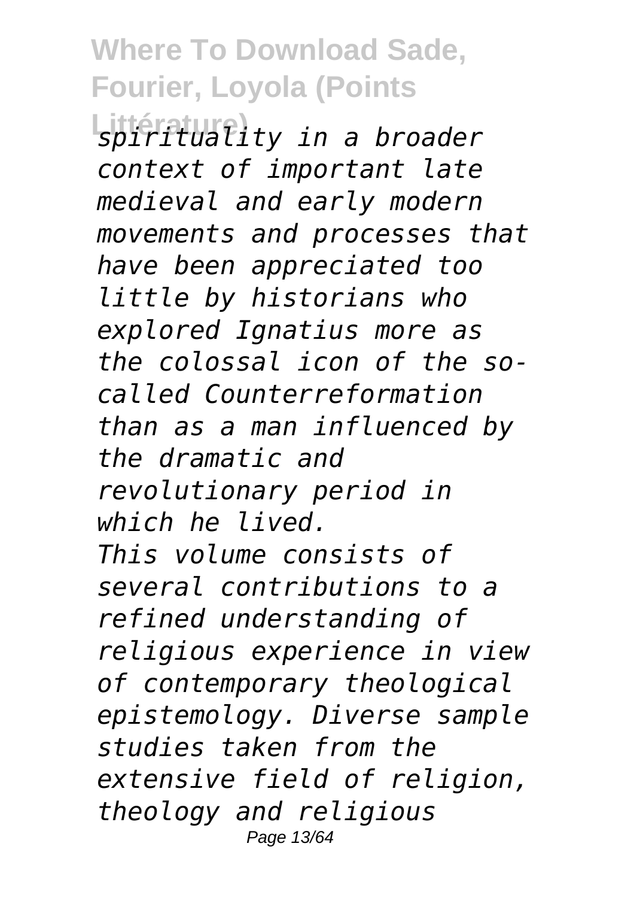*spirituality in a broader context of important late medieval and early modern movements and processes that have been appreciated too little by historians who explored Ignatius more as the colossal icon of the so-called Counterreformation than as a man influenced by the dramatic and revolutionary period in which he lived.*

*This volume consists of several contributions to a refined understanding of religious experience in view of contemporary theological epistemology. Diverse sample studies taken from the extensive field of religion, theology and religious*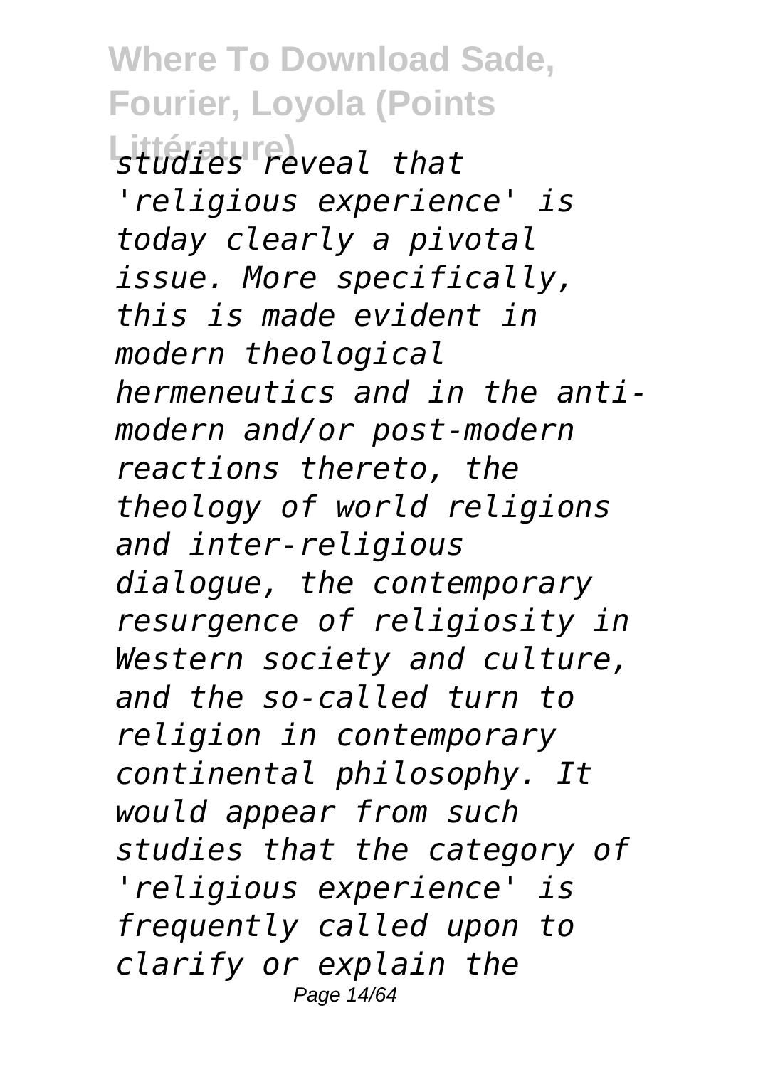*studies reveal that 'religious experience' is today clearly a pivotal issue. More specifically, this is made evident in modern theological hermeneutics and in the anti-modern and/or post-modern reactions thereto, the theology of world religions and inter-religious dialogue, the contemporary resurgence of religiosity in Western society and culture, and the so-called turn to religion in contemporary continental philosophy. It would appear from such studies that the category of 'religious experience' is frequently called upon to clarify or explain the*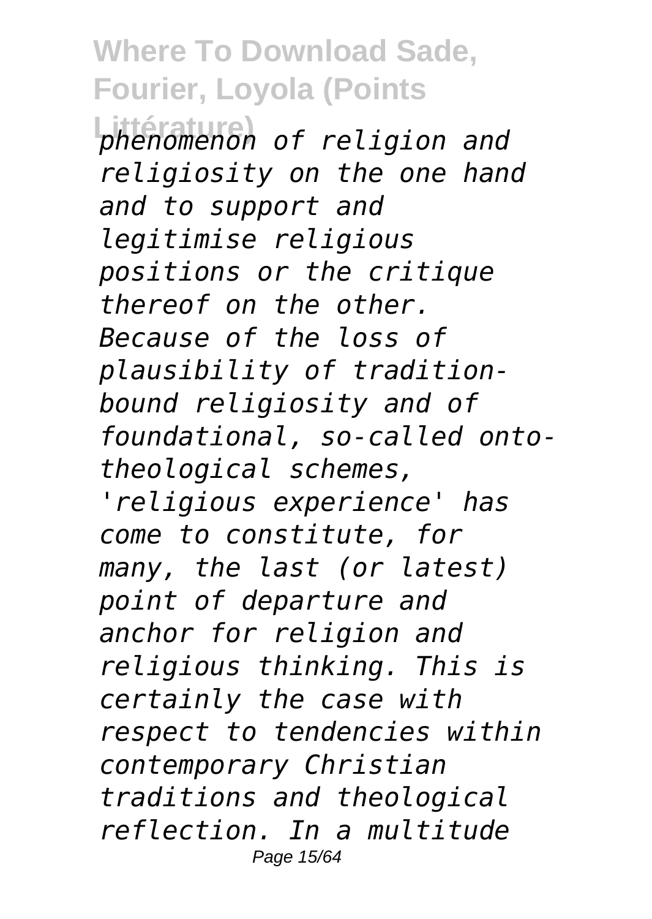*phenomenon of religion and religiosity on the one hand and to support and legitimise religious positions or the critique thereof on the other. Because of the loss of plausibility of tradition-bound religiosity and of foundational, so-called onto-theological schemes, 'religious experience' has come to constitute, for many, the last (or latest) point of departure and anchor for religion and religious thinking. This is certainly the case with respect to tendencies within contemporary Christian traditions and theological reflection. In a multitude*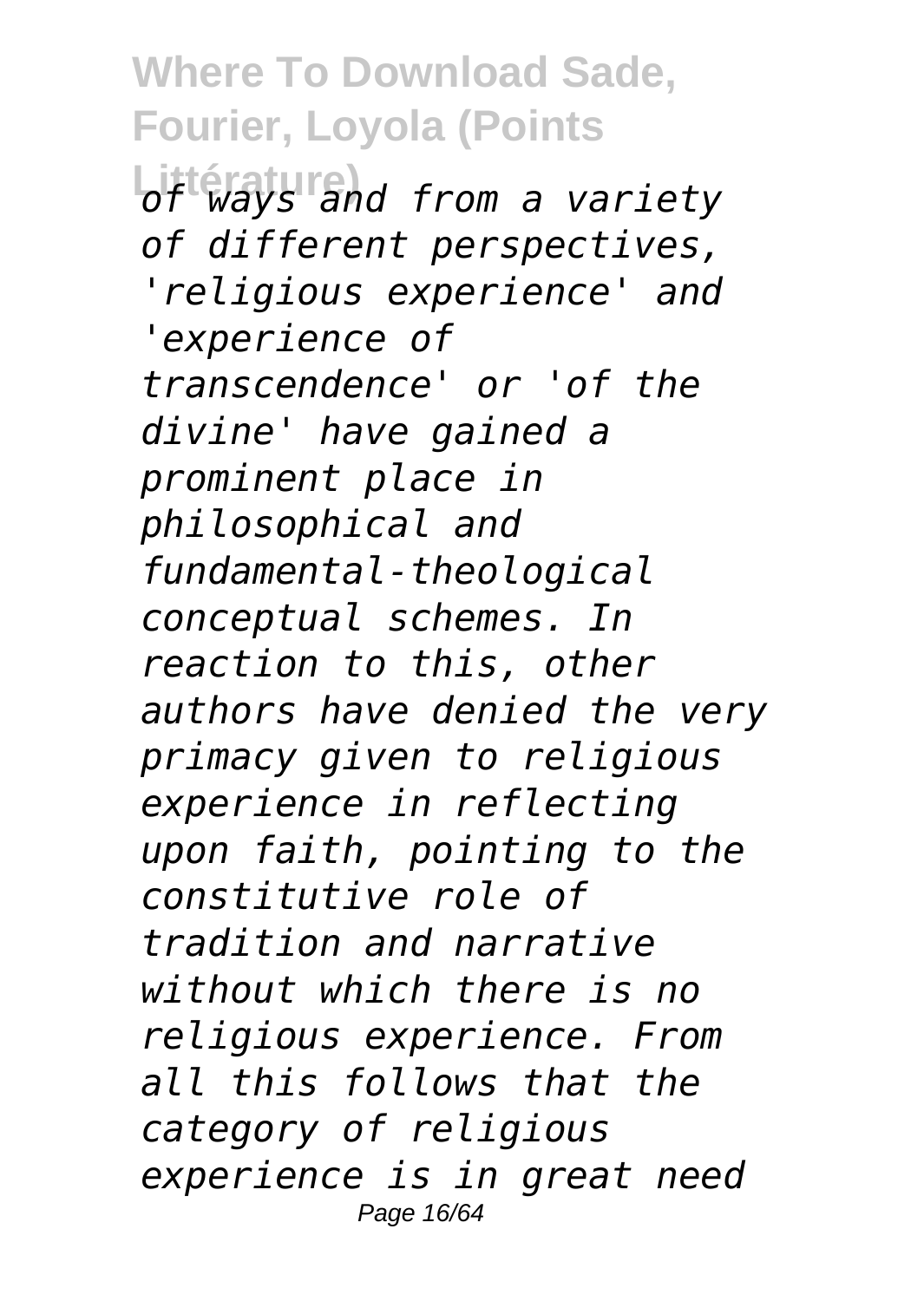*of ways and from a variety of different perspectives, 'religious experience' and 'experience of transcendence' or 'of the divine' have gained a prominent place in philosophical and fundamental-theological conceptual schemes. In reaction to this, other authors have denied the very primacy given to religious experience in reflecting upon faith, pointing to the constitutive role of tradition and narrative without which there is no religious experience. From all this follows that the category of religious experience is in great need*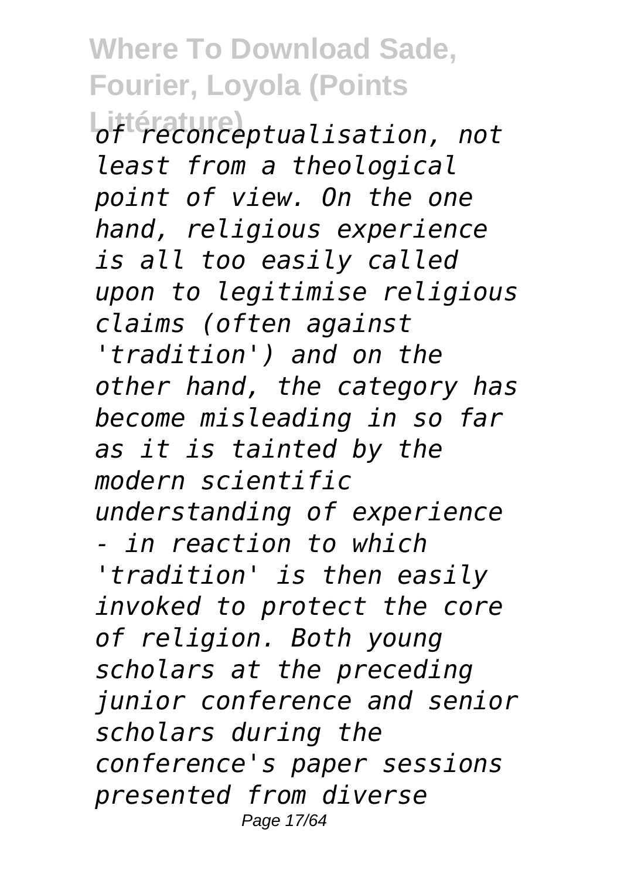*of reconceptualisation, not least from a theological point of view. On the one hand, religious experience is all too easily called upon to legitimise religious claims (often against 'tradition') and on the other hand, the category has become misleading in so far as it is tainted by the modern scientific understanding of experience - in reaction to which 'tradition' is then easily invoked to protect the core of religion. Both young scholars at the preceding junior conference and senior scholars during the conference's paper sessions presented from diverse*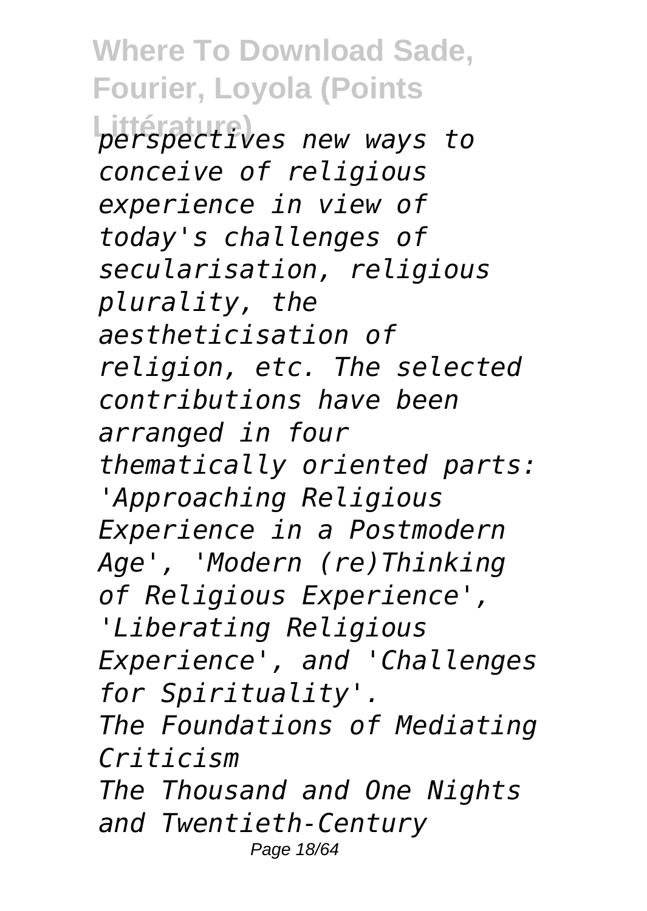*perspectives new ways to conceive of religious experience in view of today's challenges of secularisation, religious plurality, the aestheticisation of religion, etc. The selected contributions have been arranged in four thematically oriented parts: 'Approaching Religious Experience in a Postmodern Age', 'Modern (re)Thinking of Religious Experience', 'Liberating Religious Experience', and 'Challenges for Spirituality'.*

*The Foundations of Mediating Criticism*

*The Thousand and One Nights and Twentieth-Century*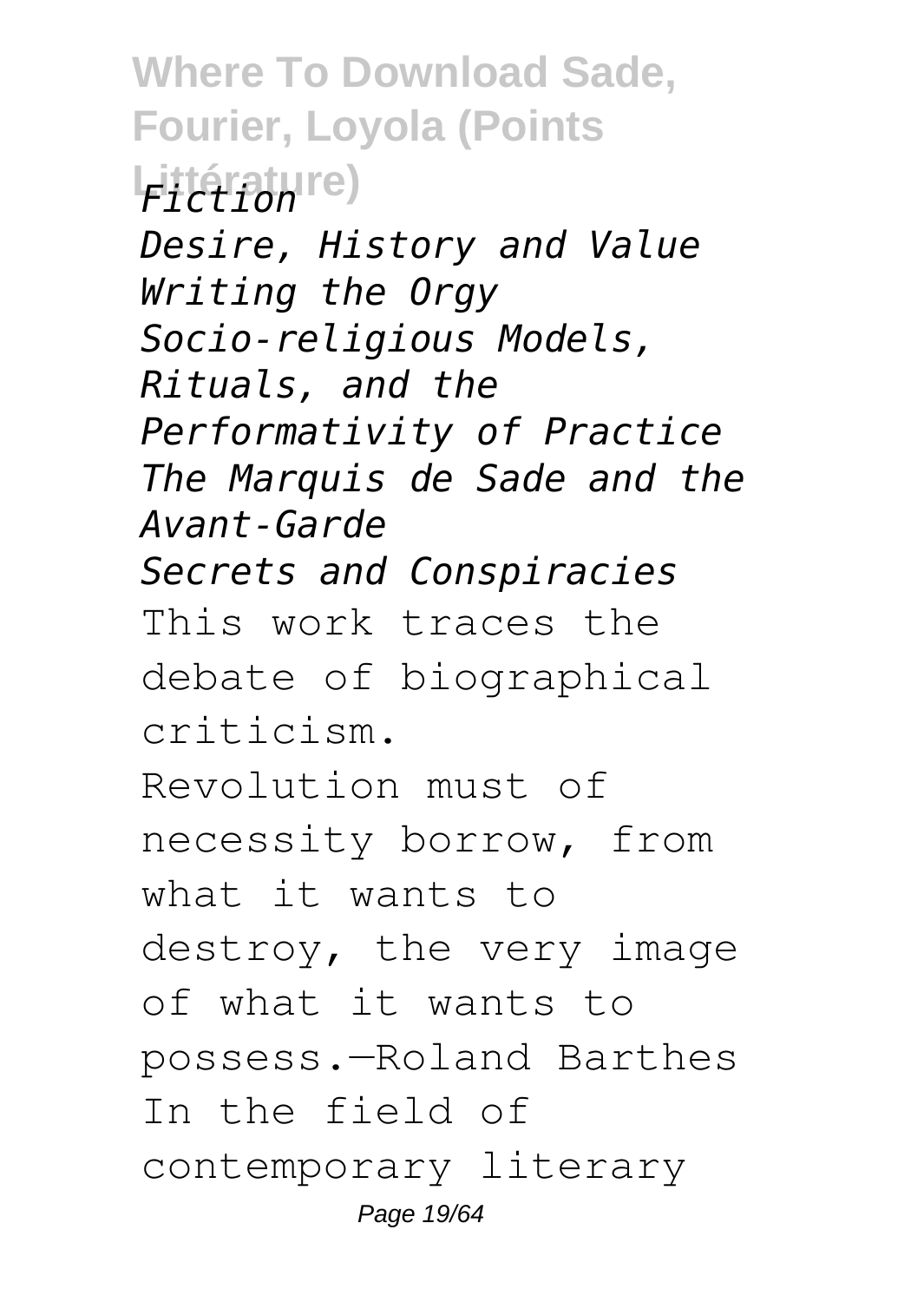*Fiction*
*Desire, History and Value*
*Writing the Orgy*
*Socio-religious Models, Rituals, and the Performativity of Practice*
*The Marquis de Sade and the Avant-Garde*
*Secrets and Conspiracies*

This work traces the debate of biographical criticism.

Revolution must of necessity borrow, from what it wants to destroy, the very image of what it wants to possess.—Roland Barthes In the field of contemporary literary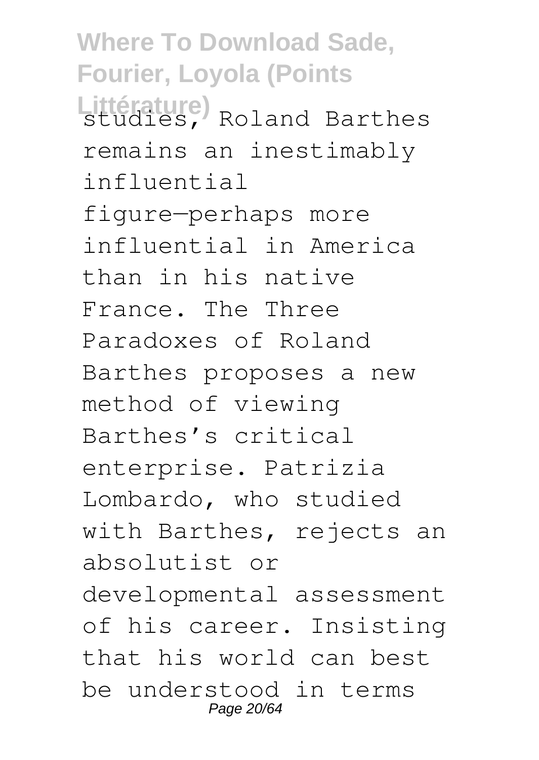studies, Roland Barthes remains an inestimably influential figure—perhaps more influential in America than in his native France. The Three Paradoxes of Roland Barthes proposes a new method of viewing Barthes's critical enterprise. Patrizia Lombardo, who studied with Barthes, rejects an absolutist or developmental assessment of his career. Insisting that his world can best be understood in terms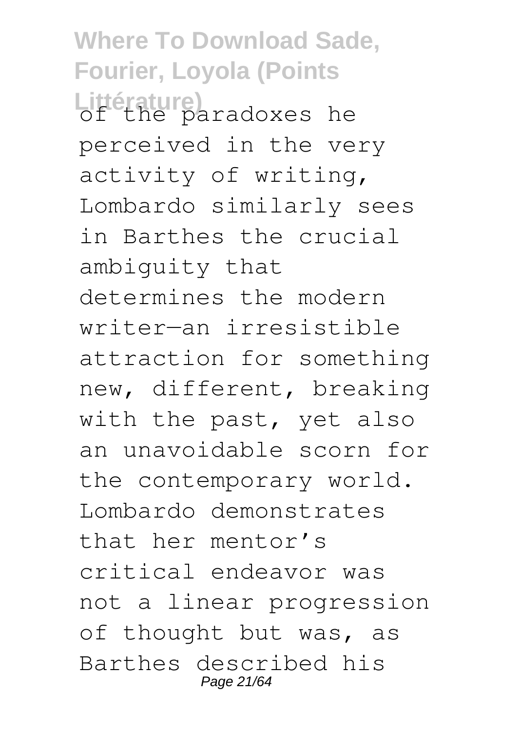of the paradoxes he perceived in the very activity of writing, Lombardo similarly sees in Barthes the crucial ambiguity that determines the modern writer—an irresistible attraction for something new, different, breaking with the past, yet also an unavoidable scorn for the contemporary world. Lombardo demonstrates that her mentor's critical endeavor was not a linear progression of thought but was, as Barthes described his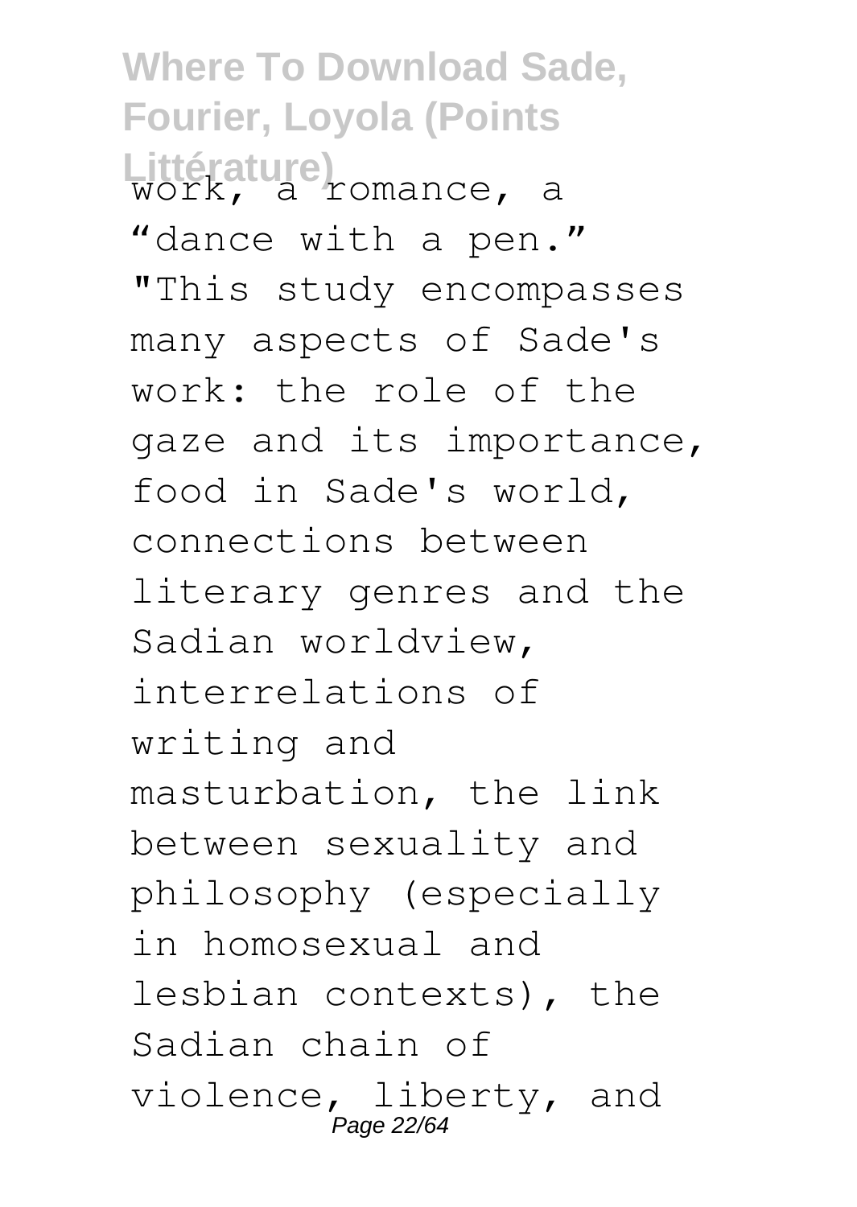work, a romance, a "dance with a pen." "This study encompasses many aspects of Sade's work: the role of the gaze and its importance, food in Sade's world, connections between literary genres and the Sadian worldview, interrelations of writing and masturbation, the link between sexuality and philosophy (especially in homosexual and lesbian contexts), the Sadian chain of violence, liberty, and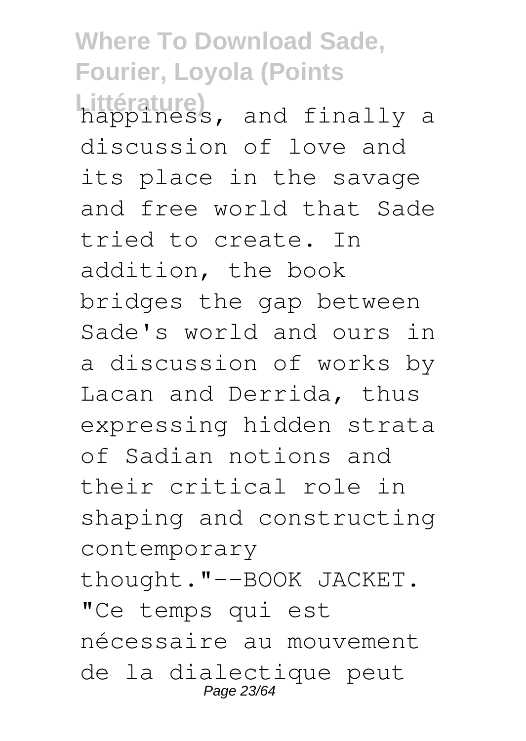happiness, and finally a discussion of love and its place in the savage and free world that Sade tried to create. In addition, the book bridges the gap between Sade's world and ours in a discussion of works by Lacan and Derrida, thus expressing hidden strata of Sadian notions and their critical role in shaping and constructing contemporary thought."--BOOK JACKET.

"Ce temps qui est nécessaire au mouvement de la dialectique peut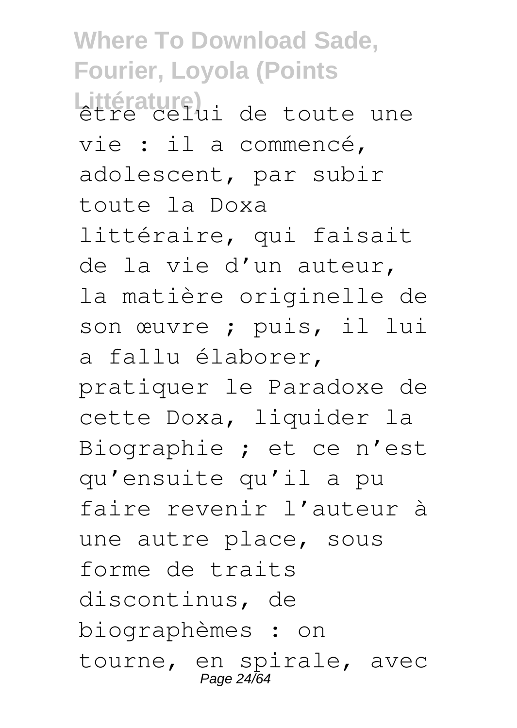être celui de toute une vie : il a commencé, adolescent, par subir toute la Doxa littéraire, qui faisait de la vie d'un auteur, la matière originelle de son œuvre ; puis, il lui a fallu élaborer, pratiquer le Paradoxe de cette Doxa, liquider la Biographie ; et ce n'est qu'ensuite qu'il a pu faire revenir l'auteur à une autre place, sous forme de traits discontinus, de biographèmes : on tourne, en spirale, avec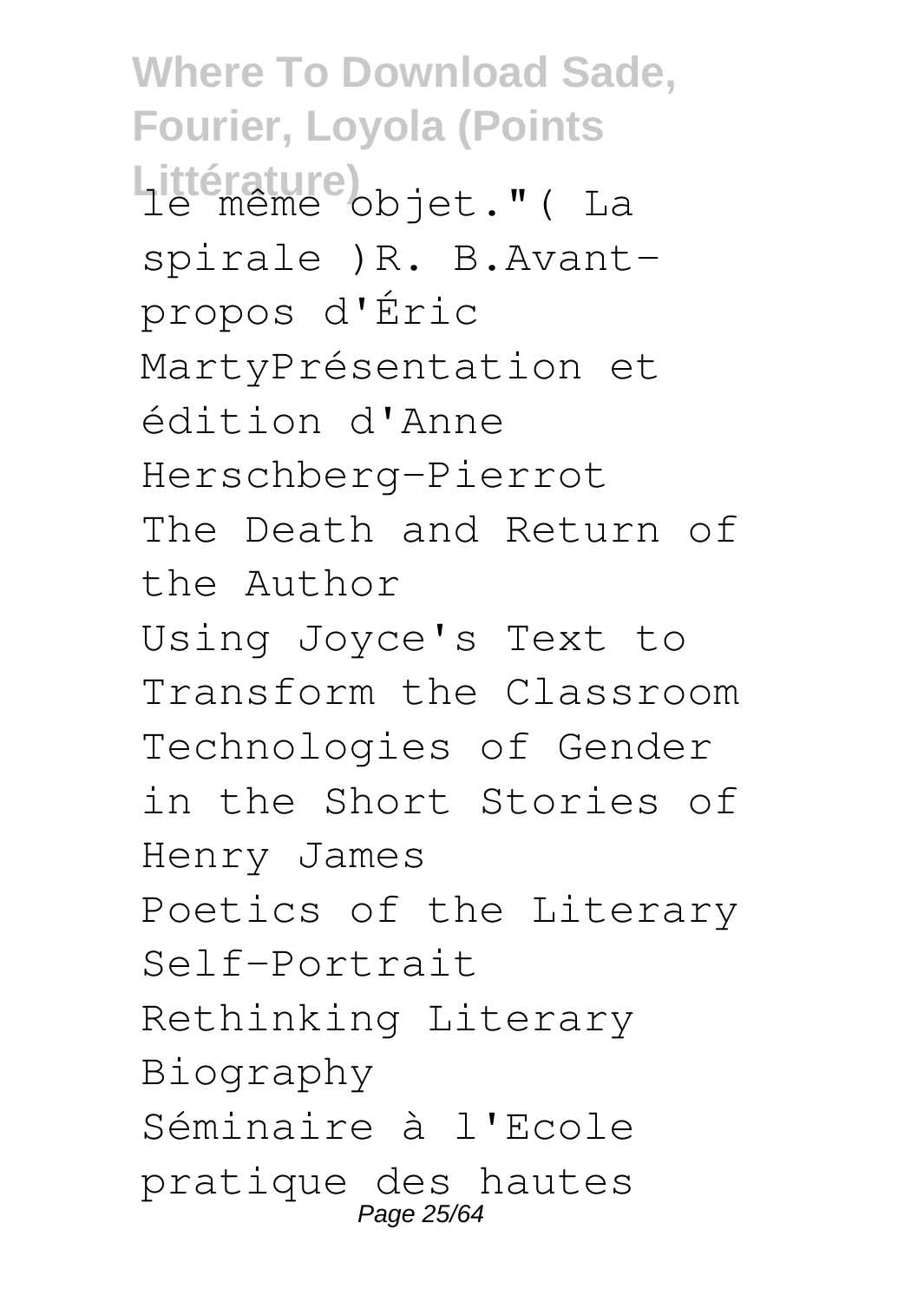le même objet."( La spirale )R. B.Avant-propos d'Éric MartyPrésentation et édition d'Anne Herschberg-Pierrot

The Death and Return of the Author

Using Joyce's Text to Transform the Classroom

Technologies of Gender in the Short Stories of Henry James

Poetics of the Literary Self-Portrait

Rethinking Literary Biography

Séminaire à l'Ecole pratique des hautes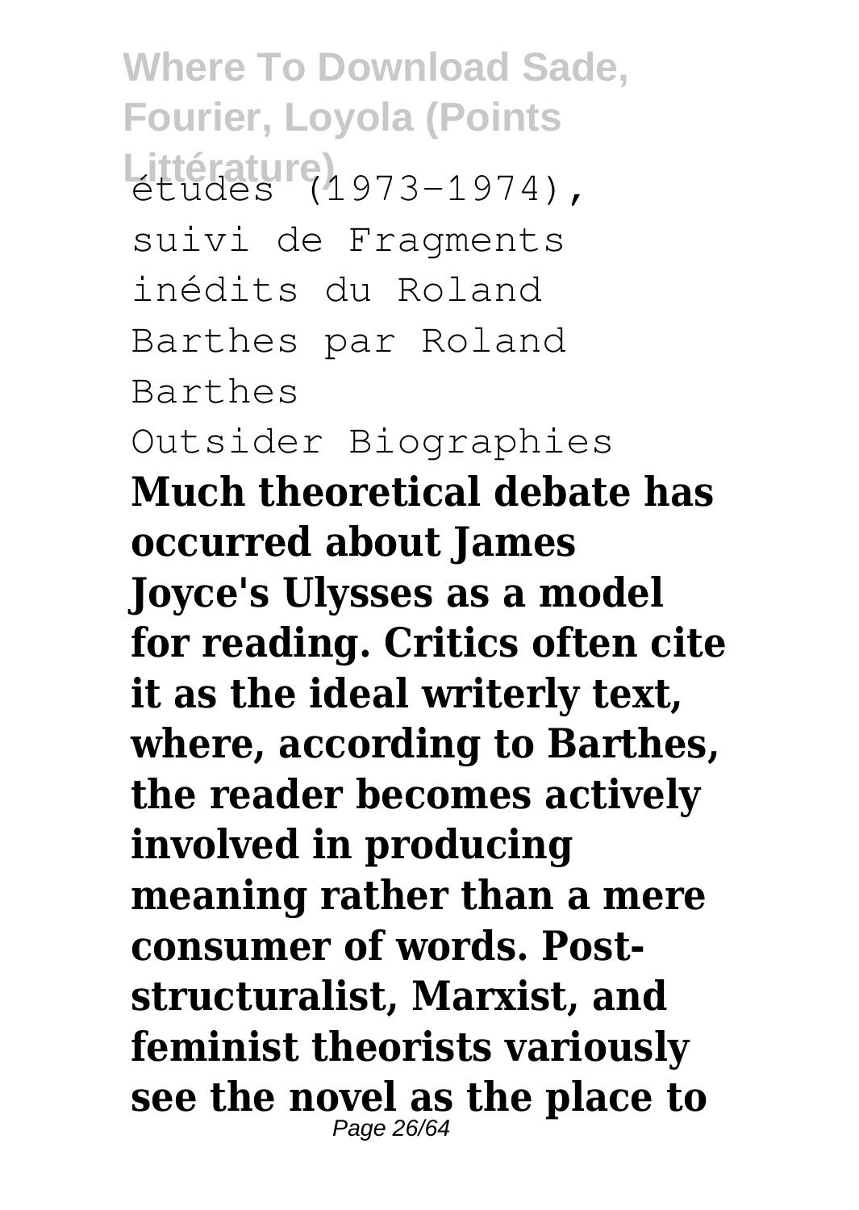études (1973-1974), suivi de Fragments inédits du Roland Barthes par Roland Barthes

Outsider Biographies

**Much theoretical debate has occurred about James Joyce's Ulysses as a model for reading. Critics often cite it as the ideal writerly text, where, according to Barthes, the reader becomes actively involved in producing meaning rather than a mere consumer of words. Post-structuralist, Marxist, and feminist theorists variously see the novel as the place to**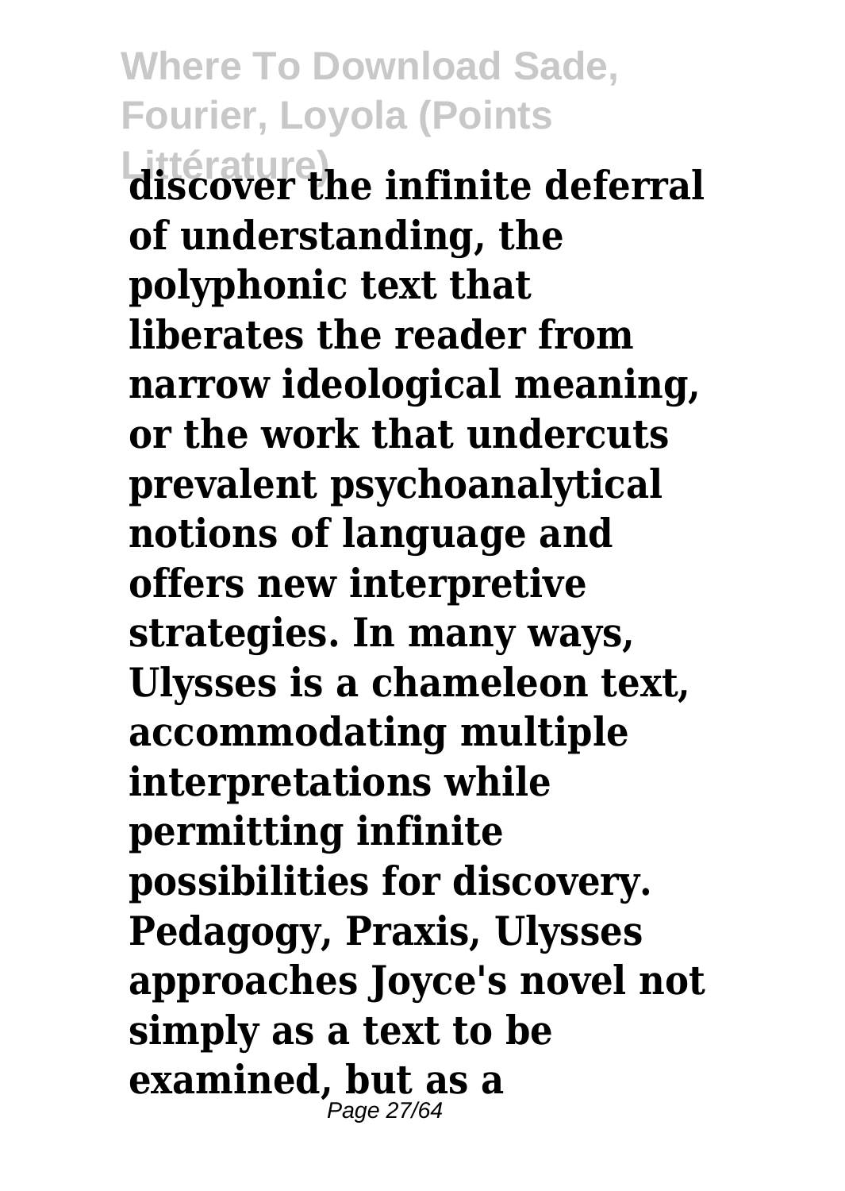**discover the infinite deferral of understanding, the polyphonic text that liberates the reader from narrow ideological meaning, or the work that undercuts prevalent psychoanalytical notions of language and offers new interpretive strategies. In many ways, Ulysses is a chameleon text, accommodating multiple interpretations while permitting infinite possibilities for discovery. Pedagogy, Praxis, Ulysses approaches Joyce's novel not simply as a text to be examined, but as a**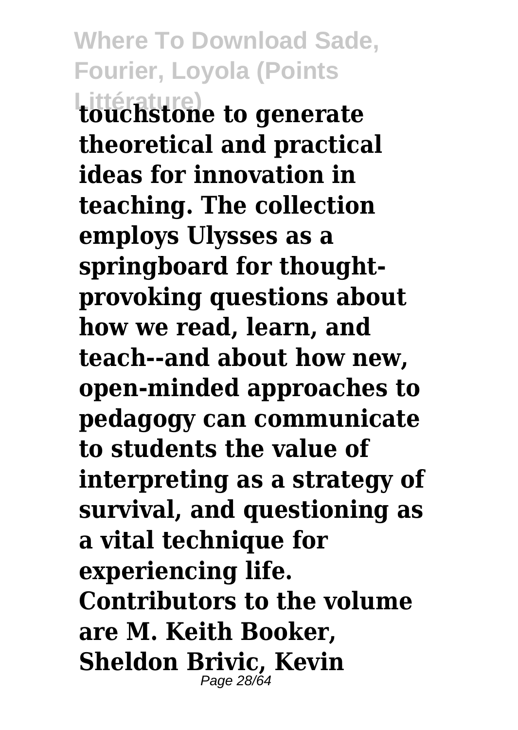**touchstone to generate theoretical and practical ideas for innovation in teaching. The collection employs Ulysses as a springboard for thought-provoking questions about how we read, learn, and teach--and about how new, open-minded approaches to pedagogy can communicate to students the value of interpreting as a strategy of survival, and questioning as a vital technique for experiencing life. Contributors to the volume are M. Keith Booker, Sheldon Brivic, Kevin**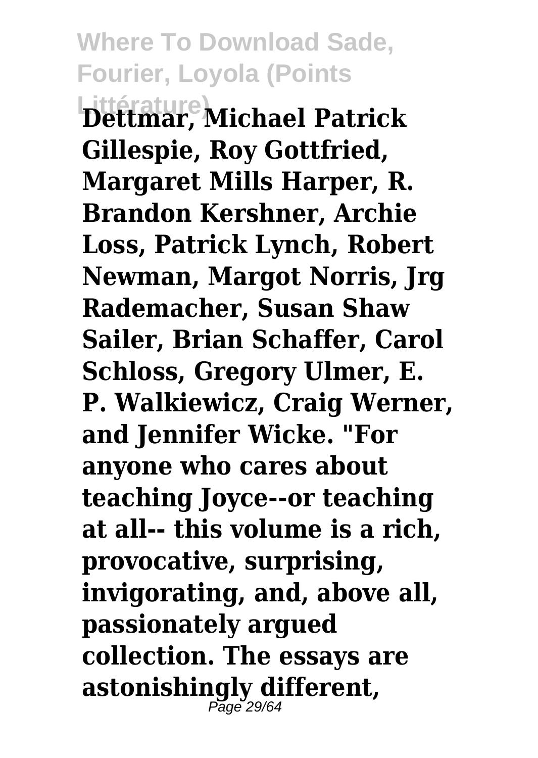Dettmar, Michael Patrick Gillespie, Roy Gottfried, Margaret Mills Harper, R. Brandon Kershner, Archie Loss, Patrick Lynch, Robert Newman, Margot Norris, Jrg Rademacher, Susan Shaw Sailer, Brian Schaffer, Carol Schloss, Gregory Ulmer, E. P. Walkiewicz, Craig Werner, and Jennifer Wicke. "For anyone who cares about teaching Joyce--or teaching at all-- this volume is a rich, provocative, surprising, invigorating, and, above all, passionately argued collection. The essays are astonishingly different,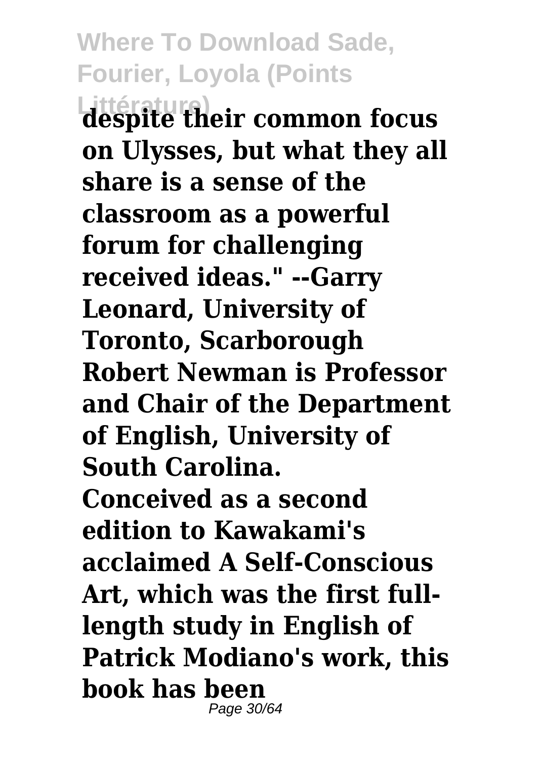**despite their common focus on Ulysses, but what they all share is a sense of the classroom as a powerful forum for challenging received ideas." --Garry Leonard, University of Toronto, Scarborough Robert Newman is Professor and Chair of the Department of English, University of South Carolina.**

**Conceived as a second edition to Kawakami's acclaimed A Self-Conscious Art, which was the first full-length study in English of Patrick Modiano's work, this book has been**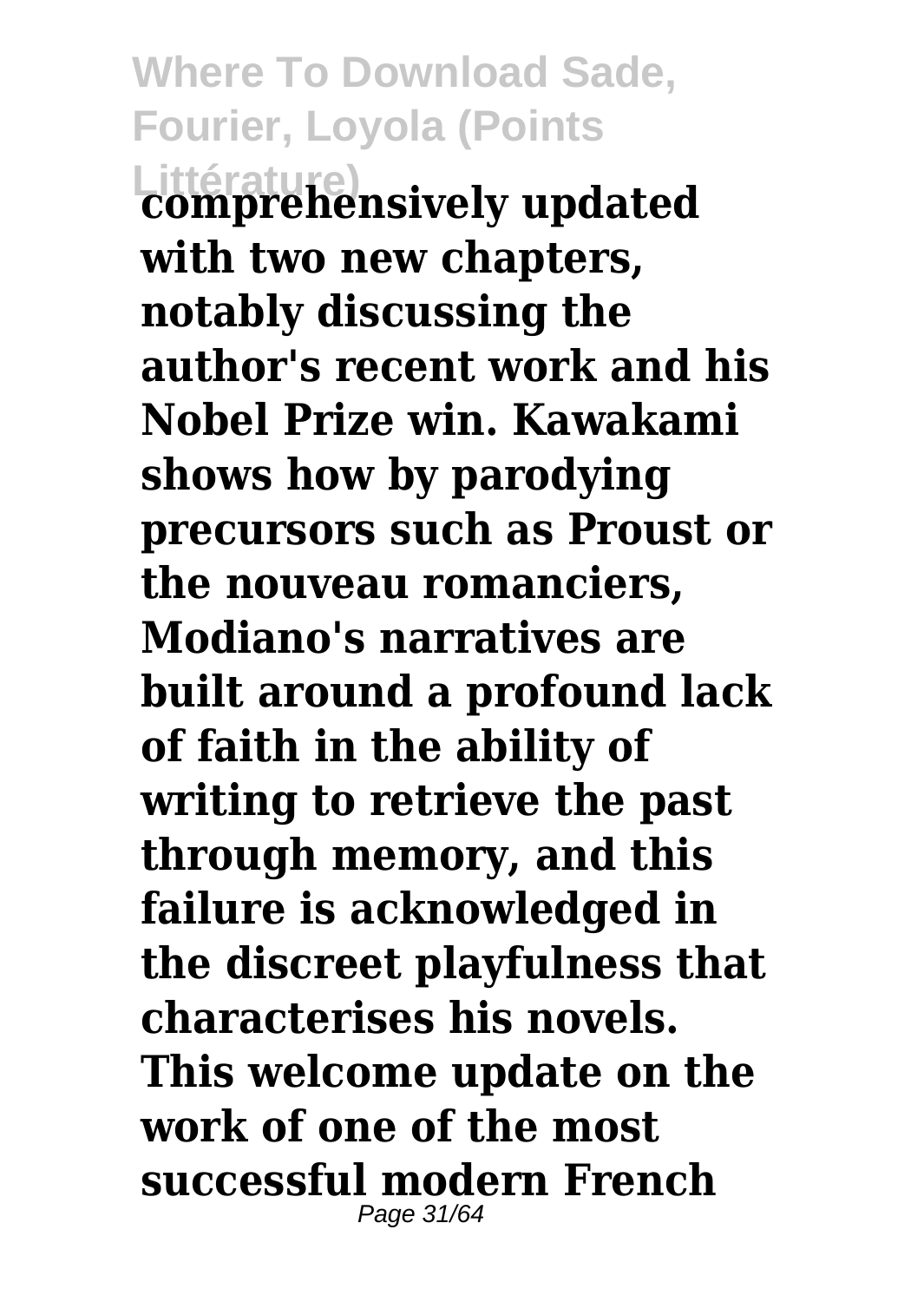**comprehensively updated with two new chapters, notably discussing the author's recent work and his Nobel Prize win. Kawakami shows how by parodying precursors such as Proust or the nouveau romanciers, Modiano's narratives are built around a profound lack of faith in the ability of writing to retrieve the past through memory, and this failure is acknowledged in the discreet playfulness that characterises his novels. This welcome update on the work of one of the most successful modern French**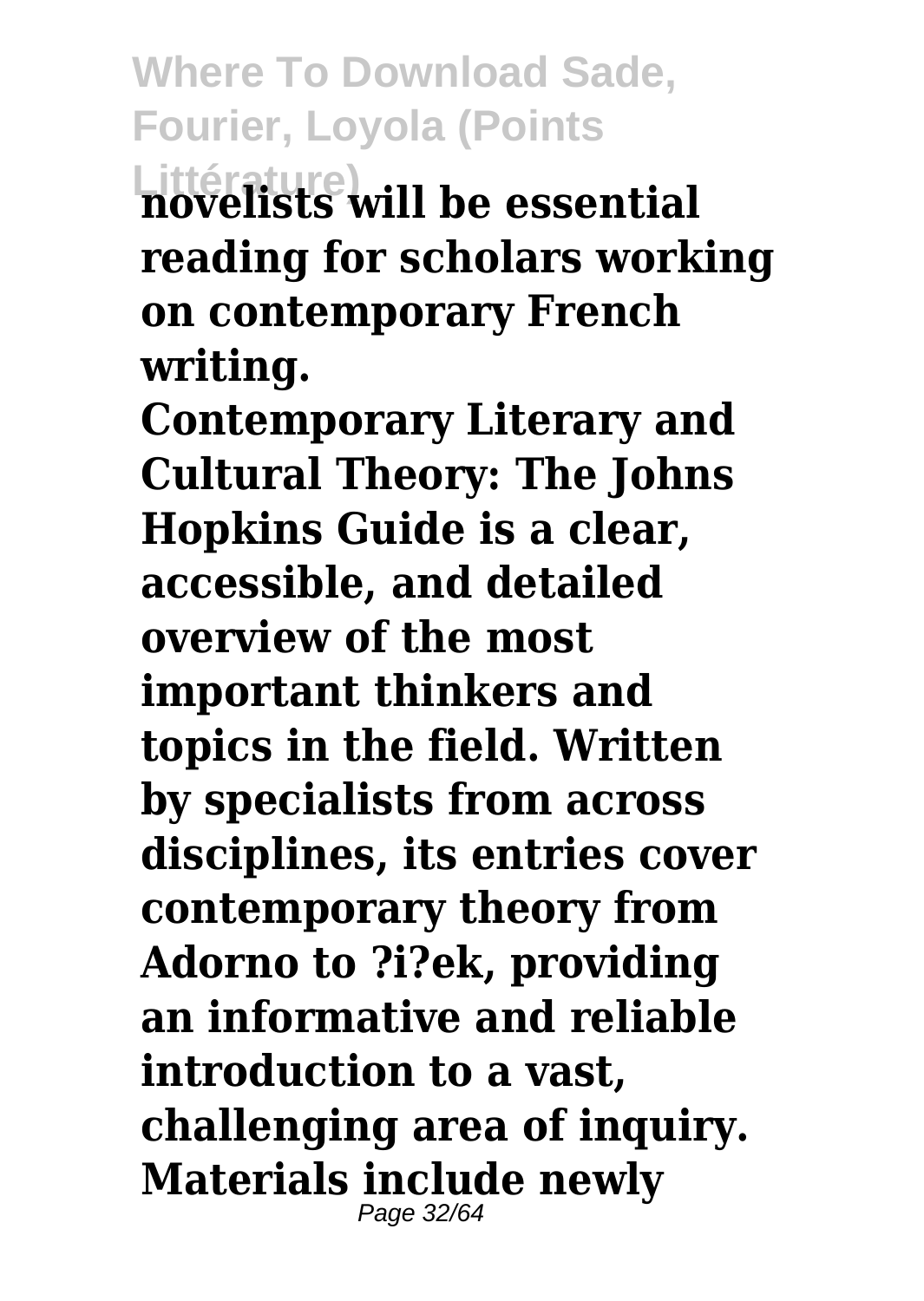**novelists will be essential reading for scholars working on contemporary French writing.**

**Contemporary Literary and Cultural Theory: The Johns Hopkins Guide is a clear, accessible, and detailed overview of the most important thinkers and topics in the field. Written by specialists from across disciplines, its entries cover contemporary theory from Adorno to ?i?ek, providing an informative and reliable introduction to a vast, challenging area of inquiry. Materials include newly**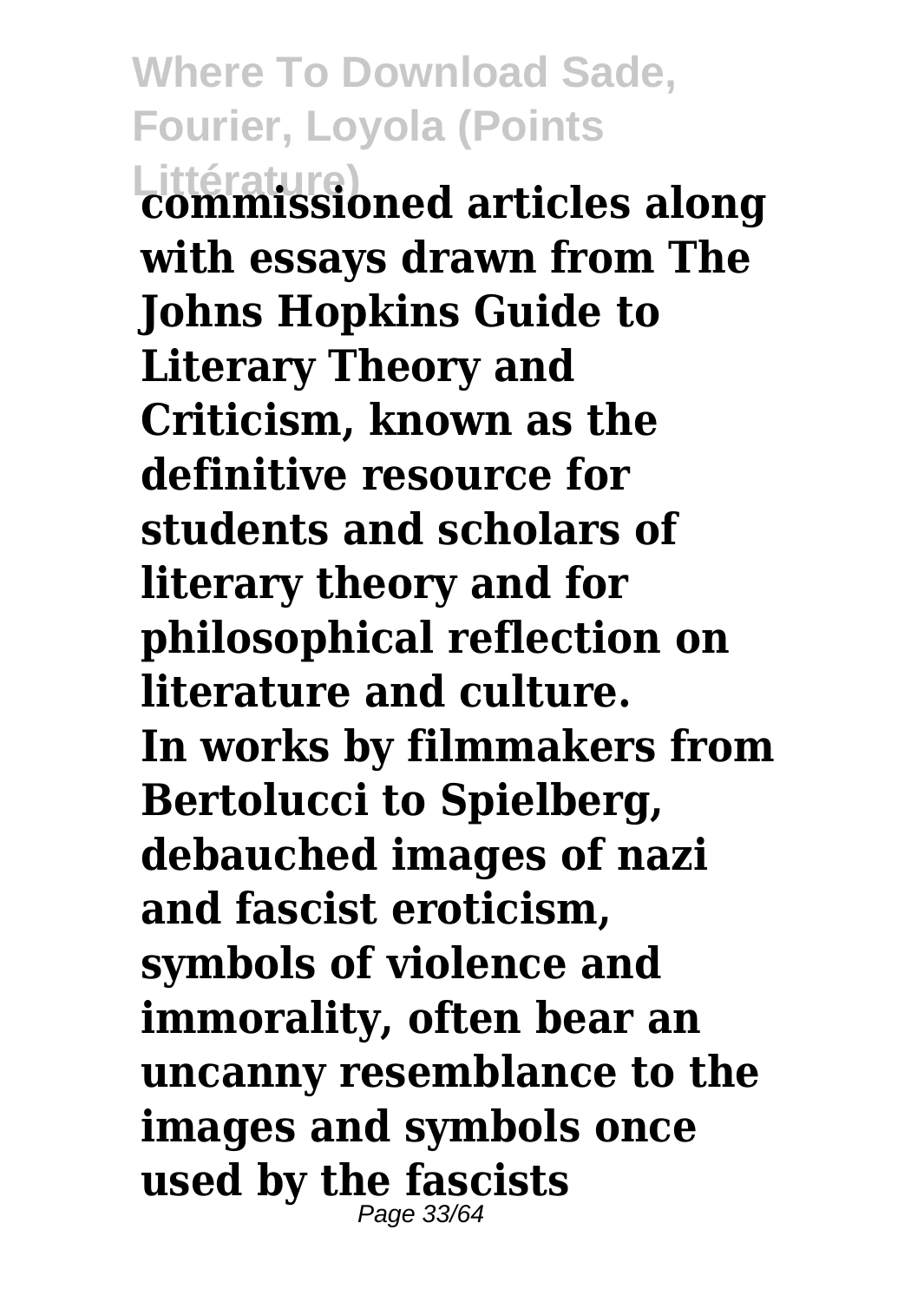**commissioned articles along with essays drawn from The Johns Hopkins Guide to Literary Theory and Criticism, known as the definitive resource for students and scholars of literary theory and for philosophical reflection on literature and culture.**

**In works by filmmakers from Bertolucci to Spielberg, debauched images of nazi and fascist eroticism, symbols of violence and immorality, often bear an uncanny resemblance to the images and symbols once used by the fascists**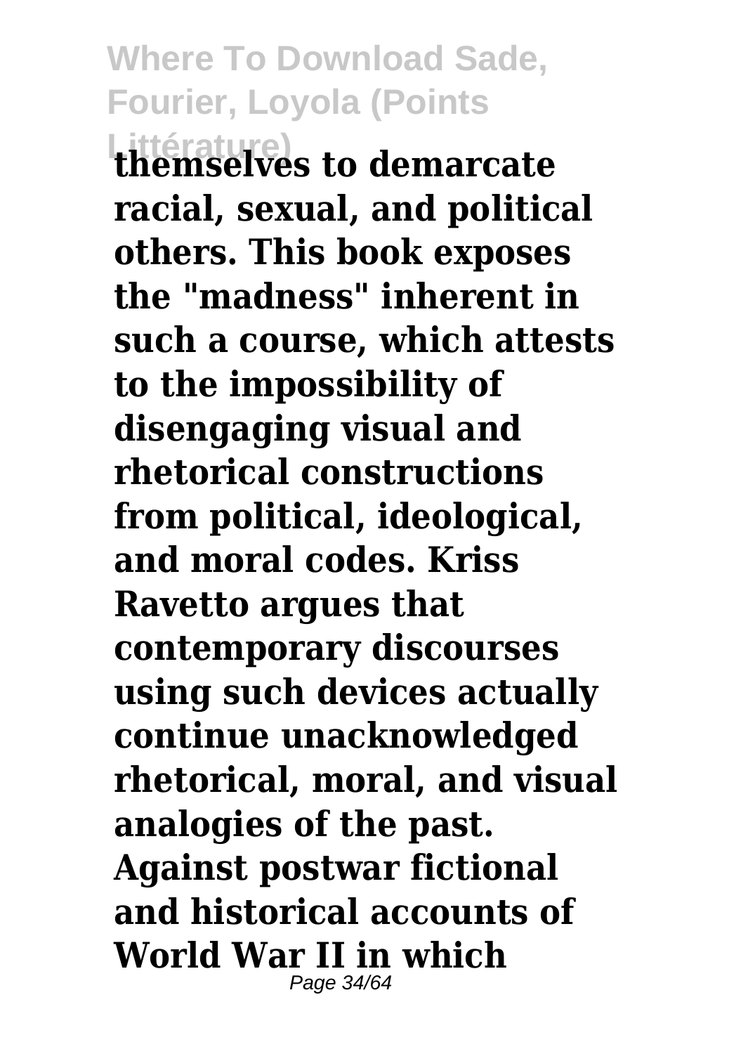**themselves to demarcate racial, sexual, and political others. This book exposes the "madness" inherent in such a course, which attests to the impossibility of disengaging visual and rhetorical constructions from political, ideological, and moral codes. Kriss Ravetto argues that contemporary discourses using such devices actually continue unacknowledged rhetorical, moral, and visual analogies of the past. Against postwar fictional and historical accounts of World War II in which**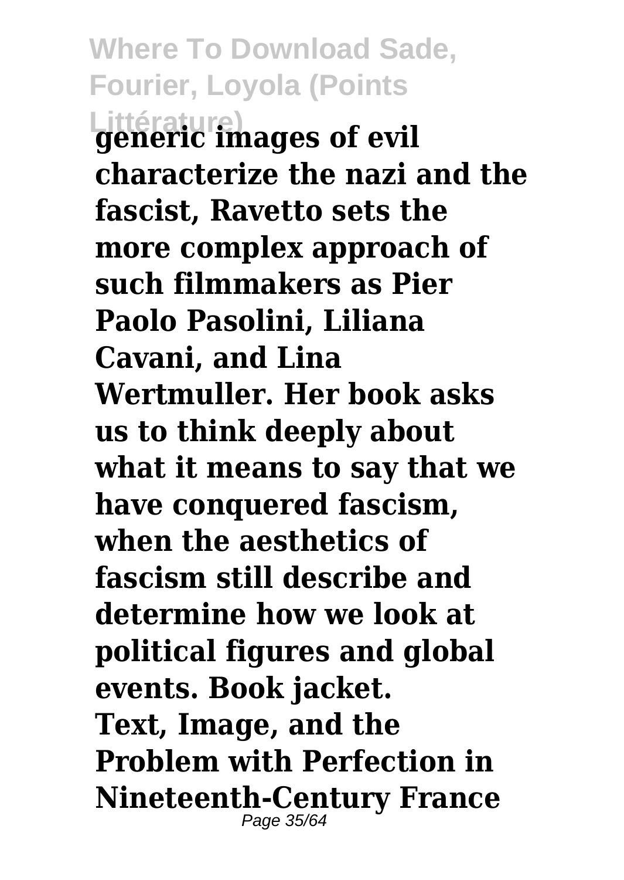generic images of evil characterize the nazi and the fascist, Ravetto sets the more complex approach of such filmmakers as Pier Paolo Pasolini, Liliana Cavani, and Lina Wertmuller. Her book asks us to think deeply about what it means to say that we have conquered fascism, when the aesthetics of fascism still describe and determine how we look at political figures and global events. Book jacket.

**Text, Image, and the Problem with Perfection in Nineteenth-Century France**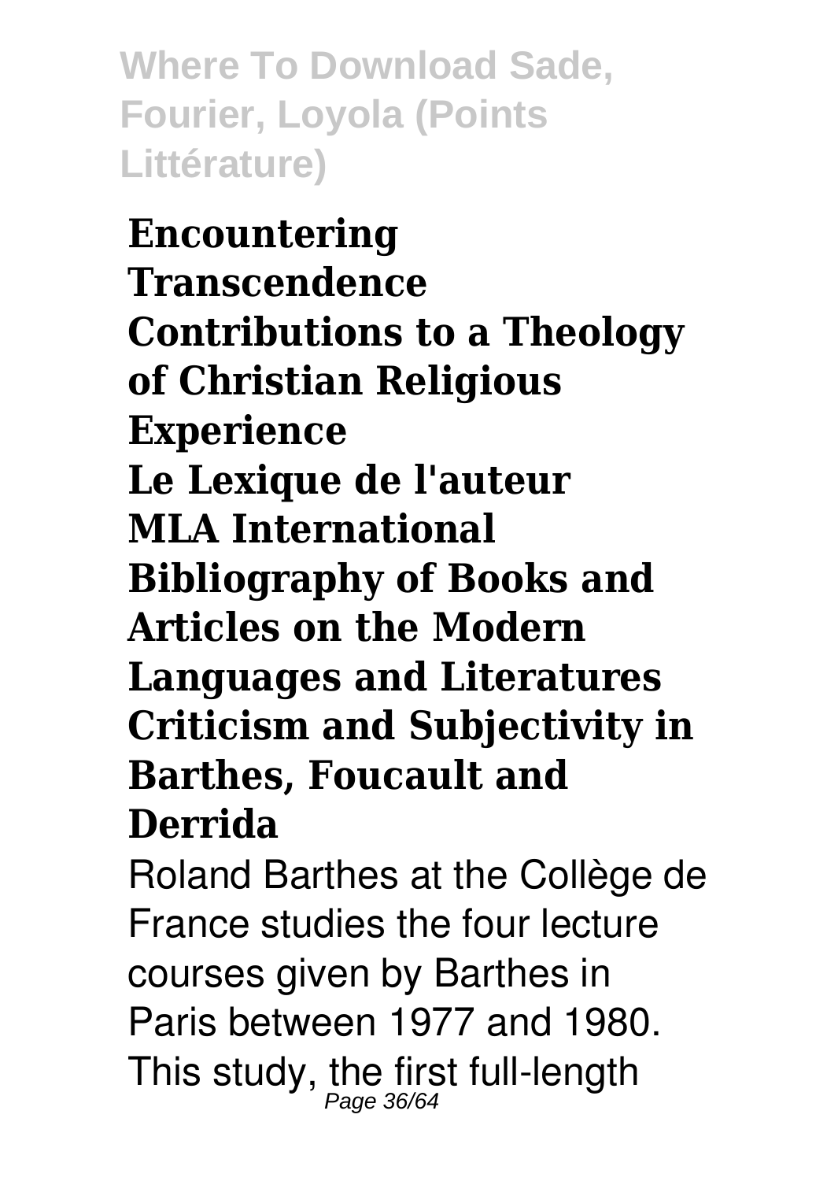**Encountering Transcendence Contributions to a Theology of Christian Religious Experience Le Lexique de l'auteur MLA International Bibliography of Books and Articles on the Modern Languages and Literatures Criticism and Subjectivity in Barthes, Foucault and Derrida**

Roland Barthes at the Collège de France studies the four lecture courses given by Barthes in Paris between 1977 and 1980. This study, the first full-length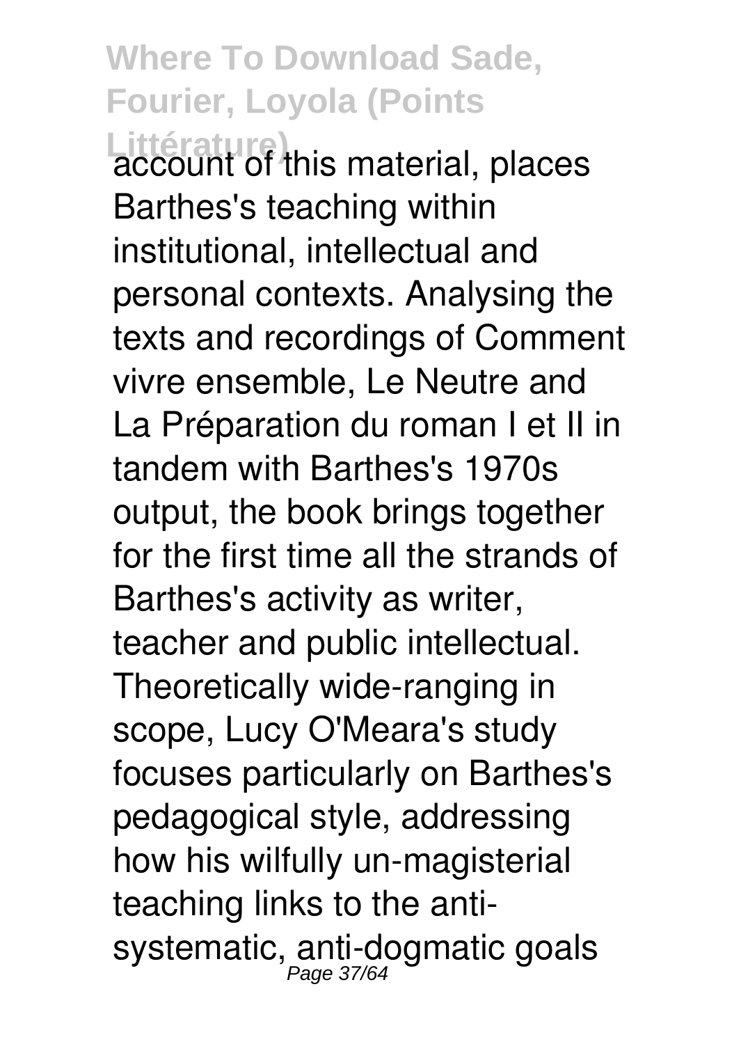account of this material, places Barthes's teaching within institutional, intellectual and personal contexts. Analysing the texts and recordings of Comment vivre ensemble, Le Neutre and La Préparation du roman I et II in tandem with Barthes's 1970s output, the book brings together for the first time all the strands of Barthes's activity as writer, teacher and public intellectual. Theoretically wide-ranging in scope, Lucy O'Meara's study focuses particularly on Barthes's pedagogical style, addressing how his wilfully un-magisterial teaching links to the anti-systematic, anti-dogmatic goals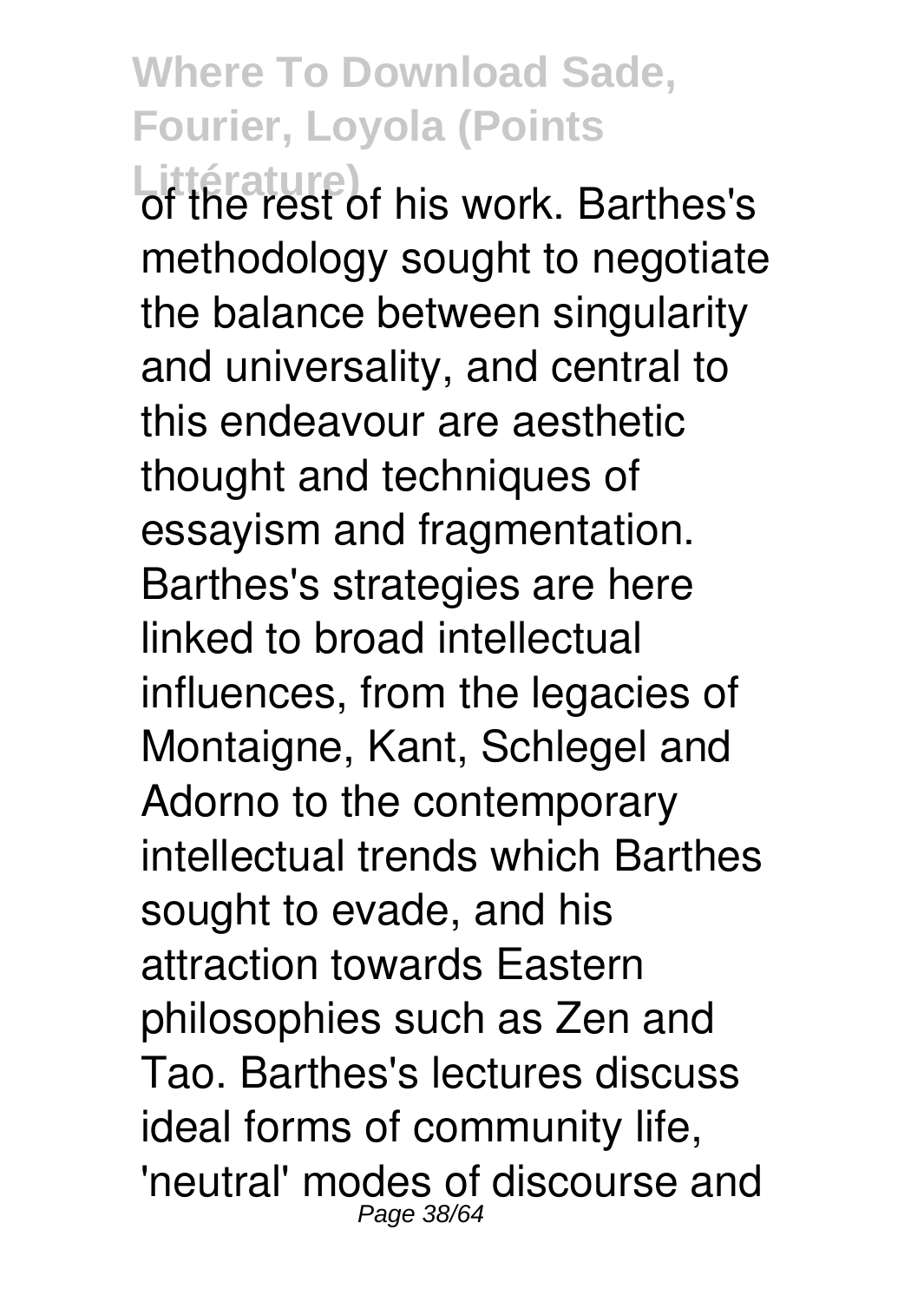of the rest of his work. Barthes's methodology sought to negotiate the balance between singularity and universality, and central to this endeavour are aesthetic thought and techniques of essayism and fragmentation. Barthes's strategies are here linked to broad intellectual influences, from the legacies of Montaigne, Kant, Schlegel and Adorno to the contemporary intellectual trends which Barthes sought to evade, and his attraction towards Eastern philosophies such as Zen and Tao. Barthes's lectures discuss ideal forms of community life, 'neutral' modes of discourse and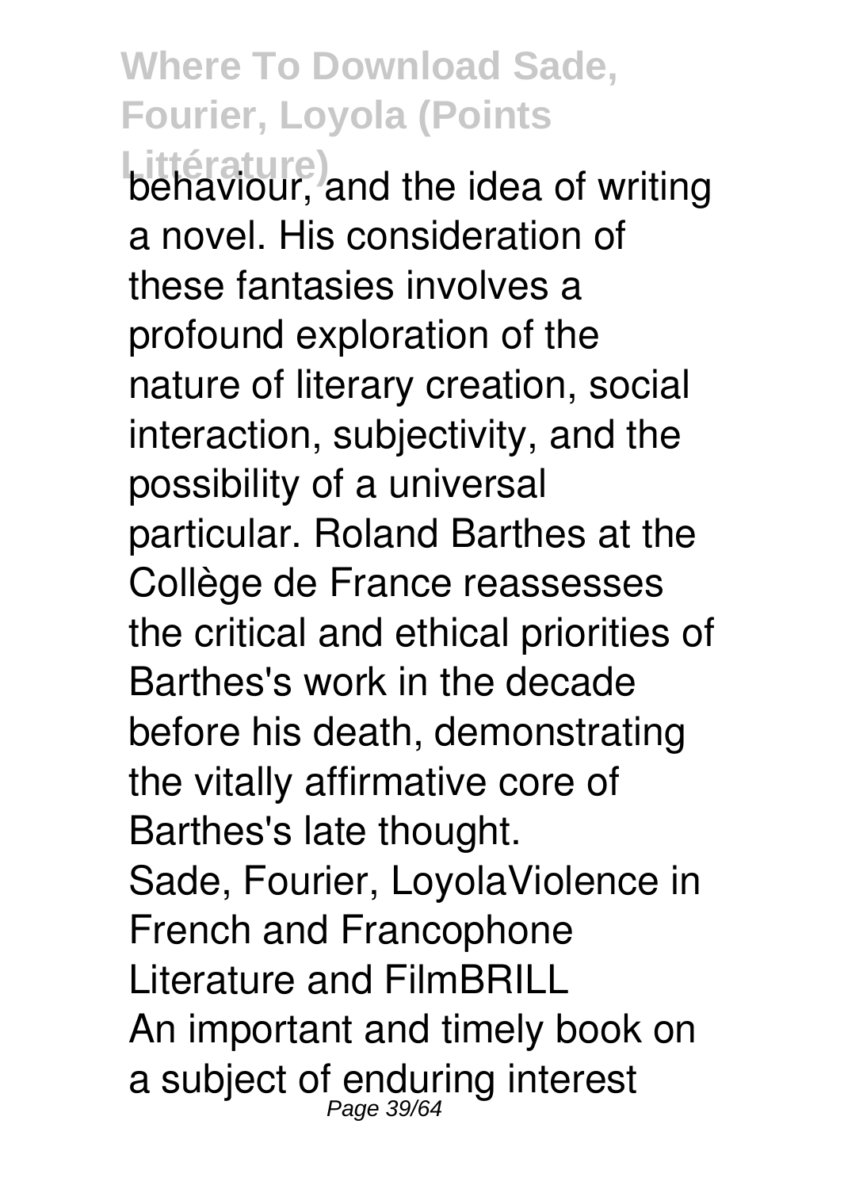behaviour, and the idea of writing a novel. His consideration of these fantasies involves a profound exploration of the nature of literary creation, social interaction, subjectivity, and the possibility of a universal particular. Roland Barthes at the Collège de France reassesses the critical and ethical priorities of Barthes's work in the decade before his death, demonstrating the vitally affirmative core of Barthes's late thought.

Sade, Fourier, LoyolaViolence in French and Francophone Literature and FilmBRILL

An important and timely book on a subject of enduring interest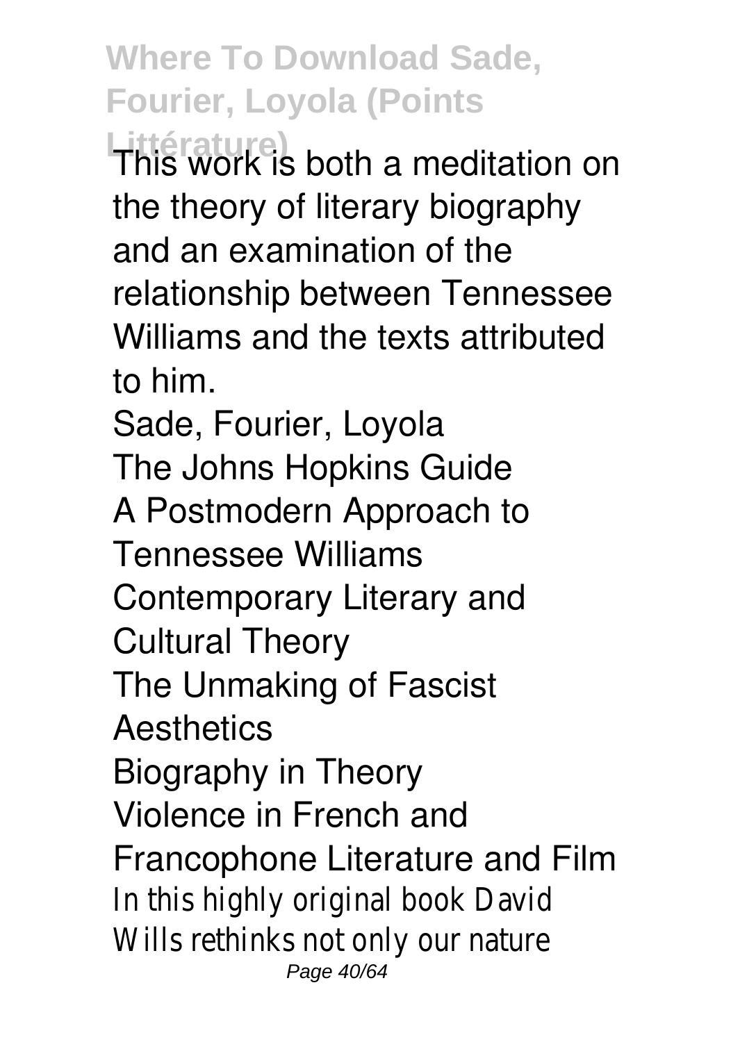This work is both a meditation on the theory of literary biography and an examination of the relationship between Tennessee Williams and the texts attributed to him.

Sade, Fourier, Loyola
The Johns Hopkins Guide
A Postmodern Approach to Tennessee Williams
Contemporary Literary and Cultural Theory
The Unmaking of Fascist Aesthetics
Biography in Theory
Violence in French and Francophone Literature and Film

In this highly original book David Wills rethinks not only our nature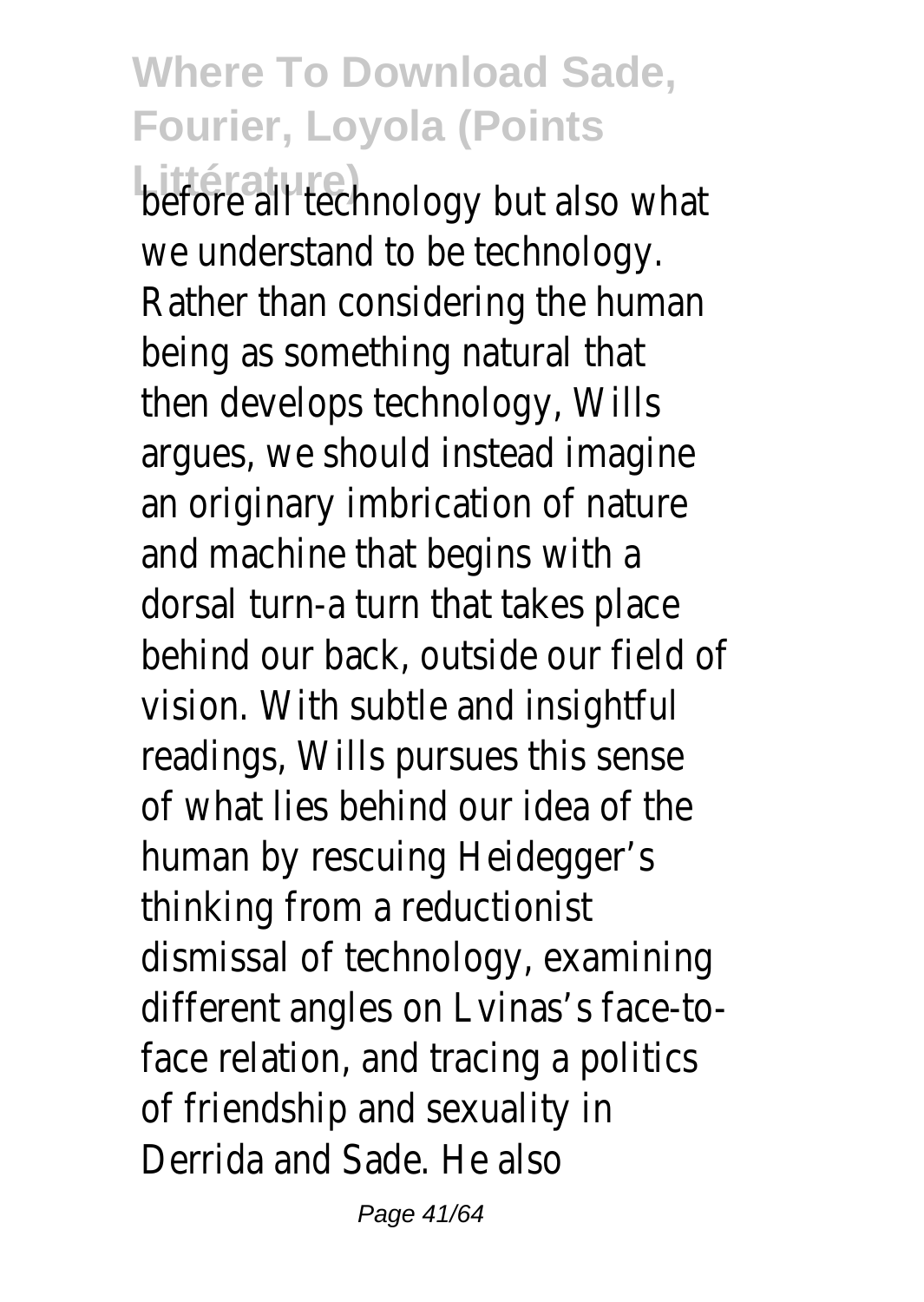before all technology but also what we understand to be technology. Rather than considering the human being as something natural that then develops technology, Wills argues, we should instead imagine an originary imbrication of nature and machine that begins with a dorsal turn-a turn that takes place behind our back, outside our field of vision. With subtle and insightful readings, Wills pursues this sense of what lies behind our idea of the human by rescuing Heidegger's thinking from a reductionist dismissal of technology, examining different angles on Lvinas's face-to-face relation, and tracing a politics of friendship and sexuality in Derrida and Sade. He also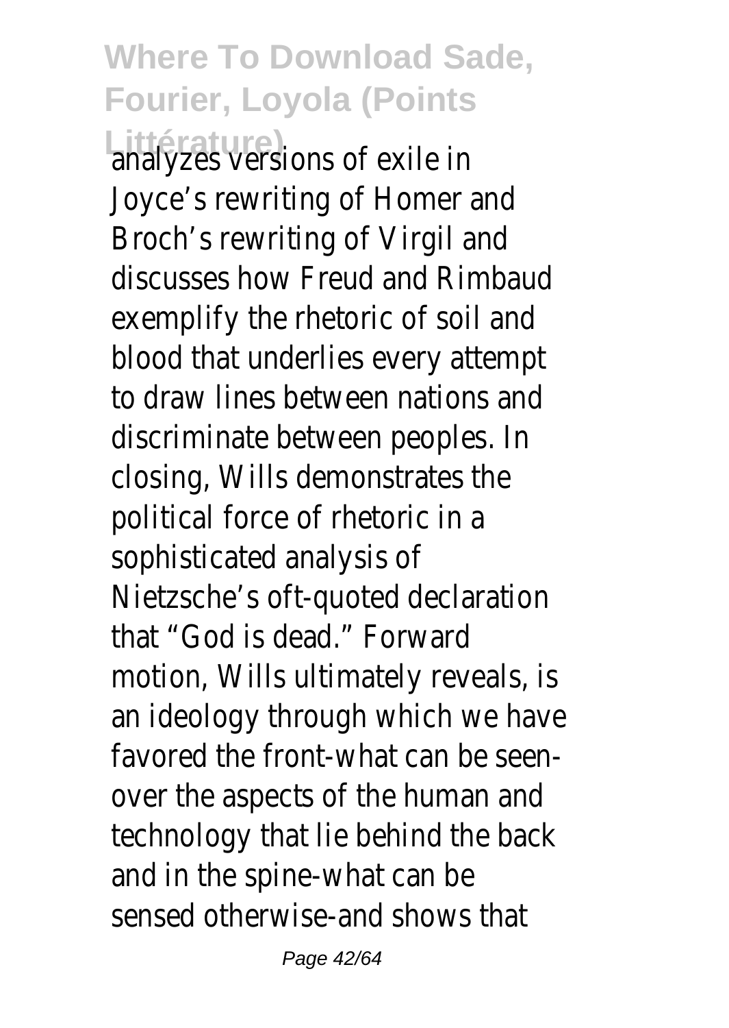analyzes versions of exile in Joyce's rewriting of Homer and Broch's rewriting of Virgil and discusses how Freud and Rimbaud exemplify the rhetoric of soil and blood that underlies every attempt to draw lines between nations and discriminate between peoples. In closing, Wills demonstrates the political force of rhetoric in a sophisticated analysis of Nietzsche's oft-quoted declaration that "God is dead." Forward motion, Wills ultimately reveals, is an ideology through which we have favored the front-what can be seen-over the aspects of the human and technology that lie behind the back and in the spine-what can be sensed otherwise-and shows that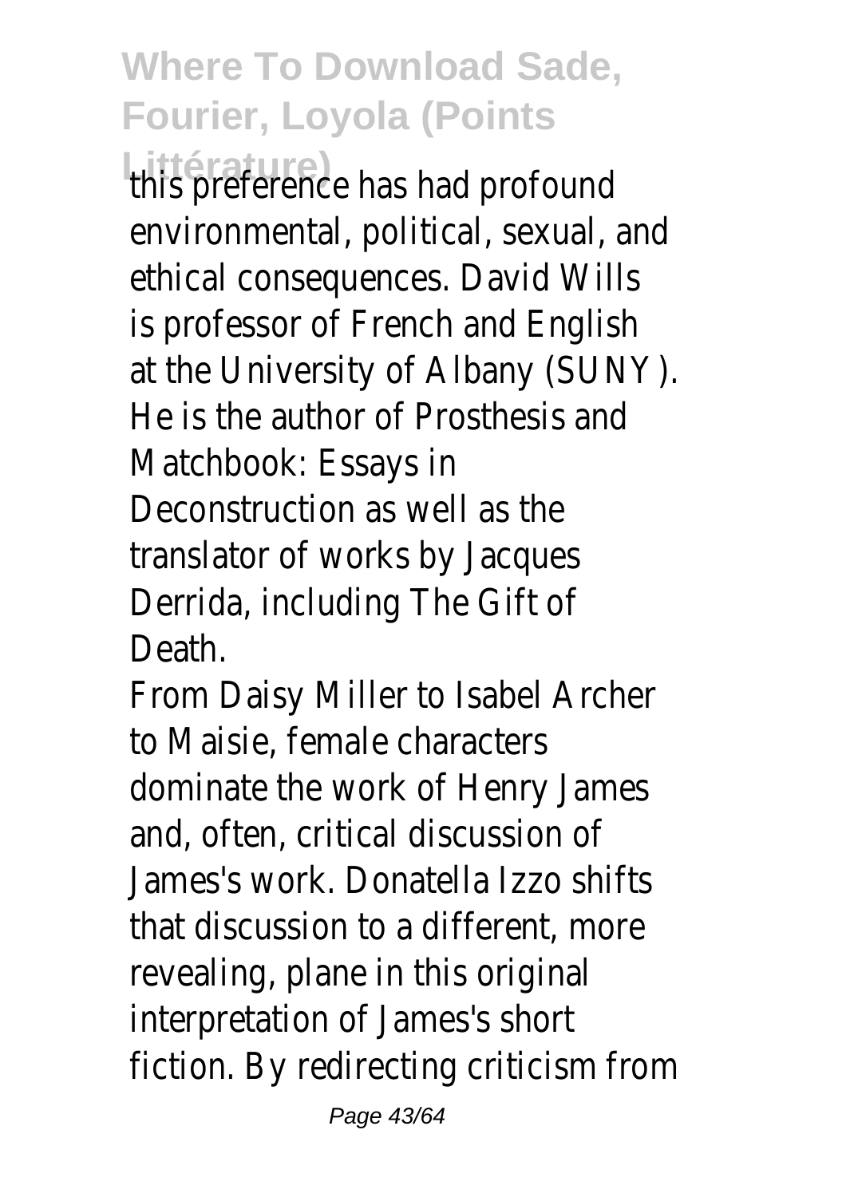this preference has had profound environmental, political, sexual, and ethical consequences. David Wills is professor of French and English at the University of Albany (SUNY). He is the author of Prosthesis and Matchbook: Essays in Deconstruction as well as the translator of works by Jacques Derrida, including The Gift of Death.

From Daisy Miller to Isabel Archer to Maisie, female characters dominate the work of Henry James and, often, critical discussion of James's work. Donatella Izzo shifts that discussion to a different, more revealing, plane in this original interpretation of James's short fiction. By redirecting criticism from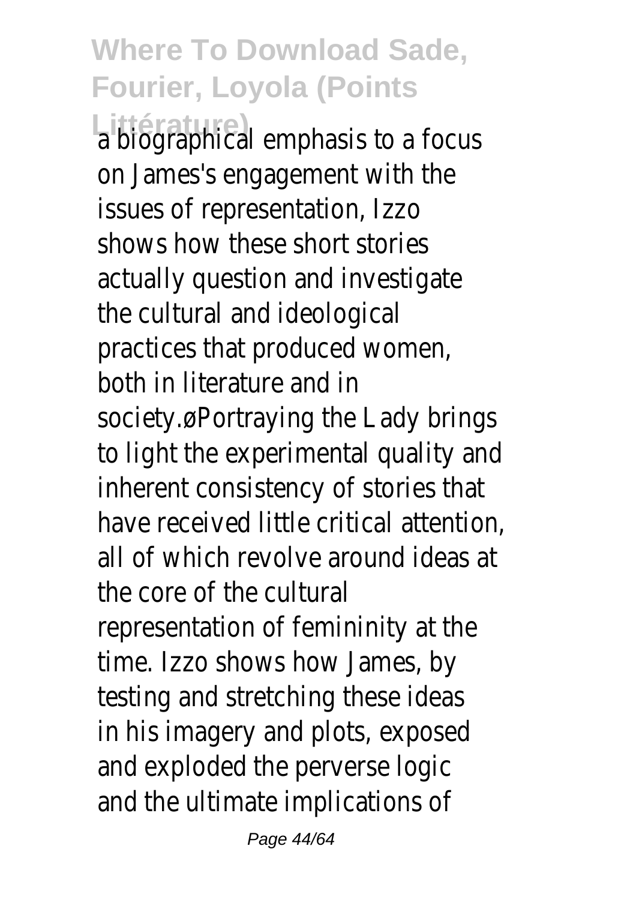a biographical emphasis to a focus on James's engagement with the issues of representation, Izzo shows how these short stories actually question and investigate the cultural and ideological practices that produced women, both in literature and in society.øPortraying the Lady brings to light the experimental quality and inherent consistency of stories that have received little critical attention, all of which revolve around ideas at the core of the cultural representation of femininity at the time. Izzo shows how James, by testing and stretching these ideas in his imagery and plots, exposed and exploded the perverse logic and the ultimate implications of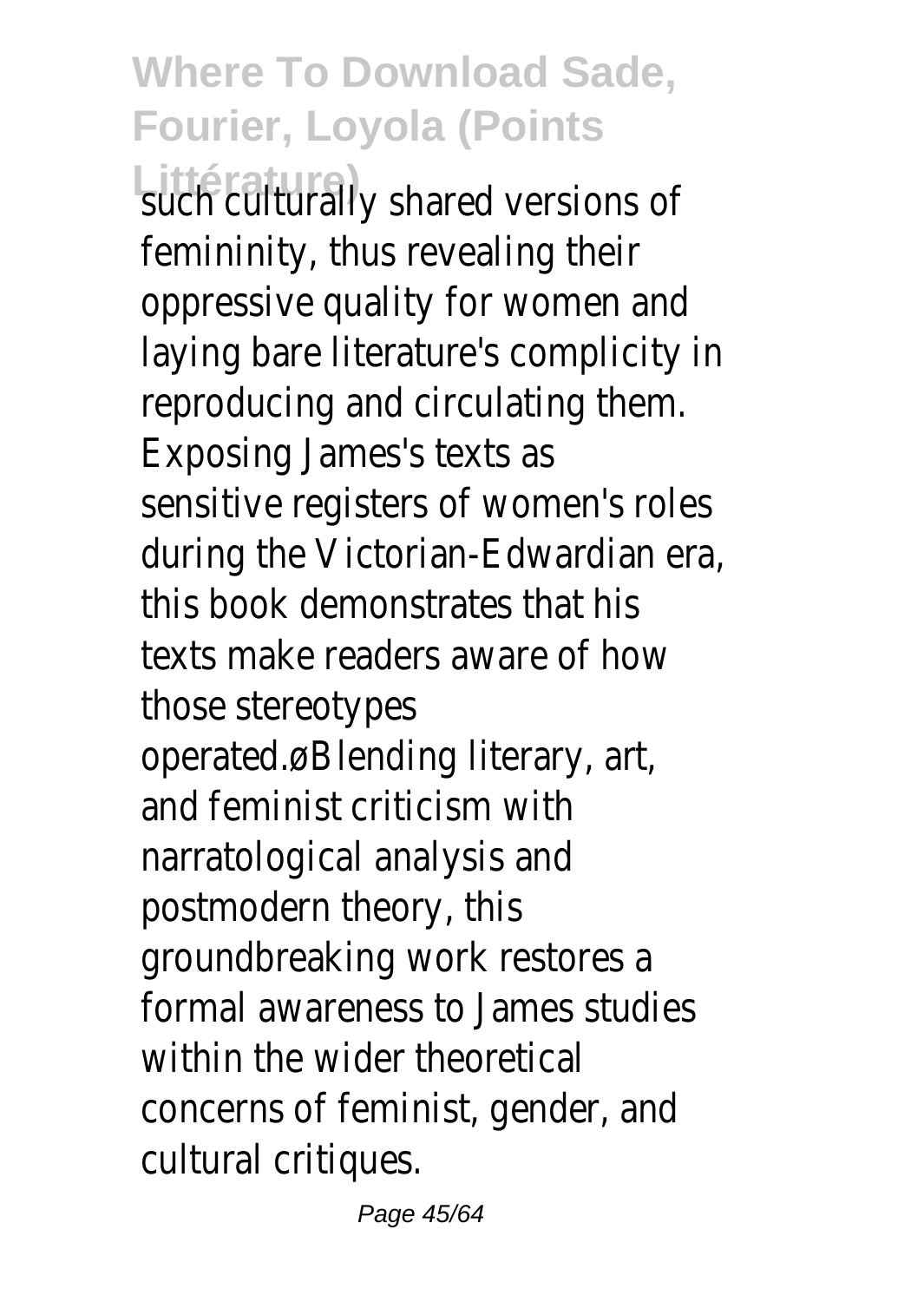such culturally shared versions of femininity, thus revealing their oppressive quality for women and laying bare literature's complicity in reproducing and circulating them. Exposing James's texts as sensitive registers of women's roles during the Victorian-Edwardian era, this book demonstrates that his texts make readers aware of how those stereotypes operated.øBlending literary, art, and feminist criticism with narratological analysis and postmodern theory, this groundbreaking work restores a formal awareness to James studies within the wider theoretical concerns of feminist, gender, and cultural critiques.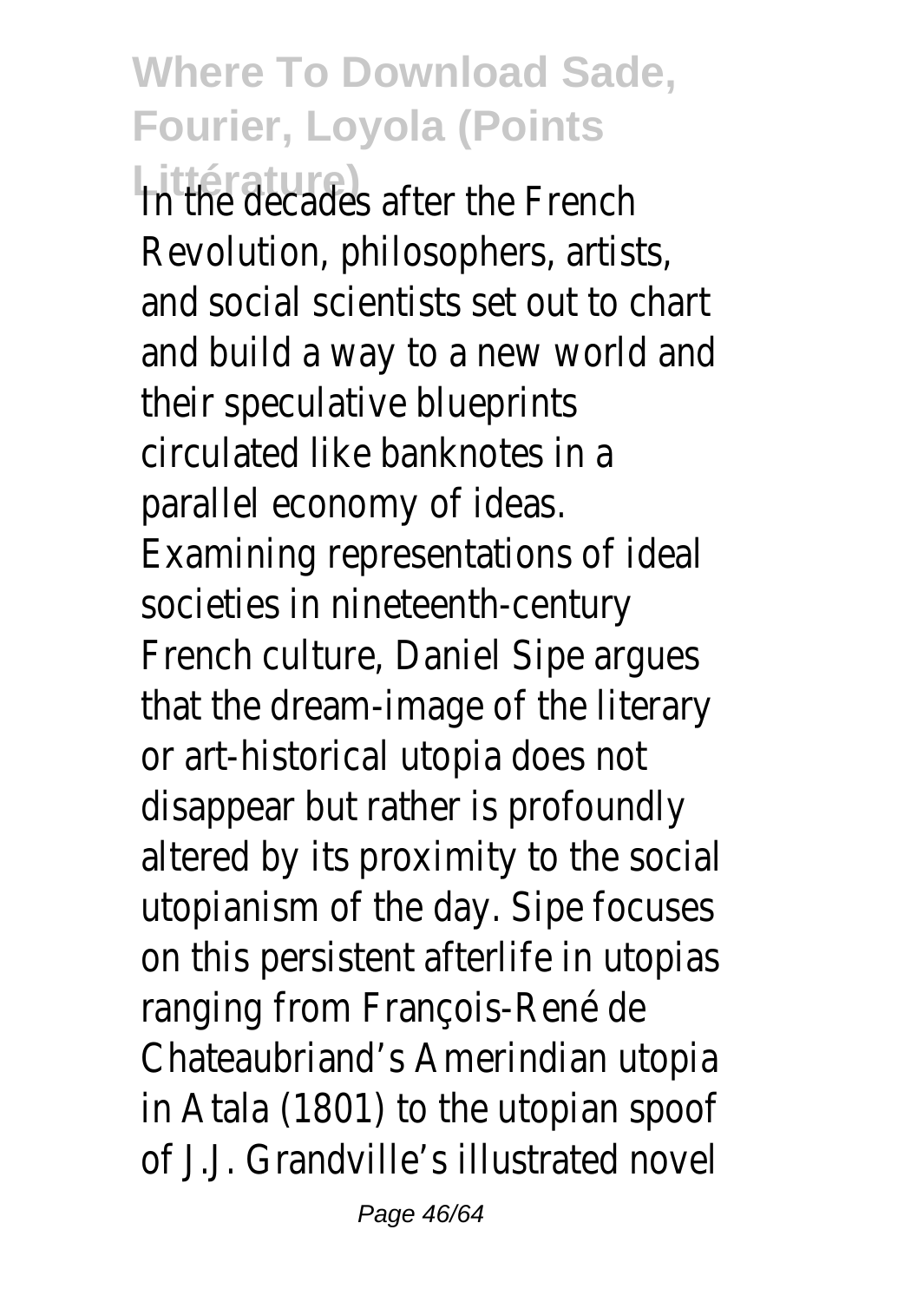In the decades after the French Revolution, philosophers, artists, and social scientists set out to chart and build a way to a new world and their speculative blueprints circulated like banknotes in a parallel economy of ideas. Examining representations of ideal societies in nineteenth-century French culture, Daniel Sipe argues that the dream-image of the literary or art-historical utopia does not disappear but rather is profoundly altered by its proximity to the social utopianism of the day. Sipe focuses on this persistent afterlife in utopias ranging from François-René de Chateaubriand's Amerindian utopia in Atala (1801) to the utopian spoof of J.J. Grandville's illustrated novel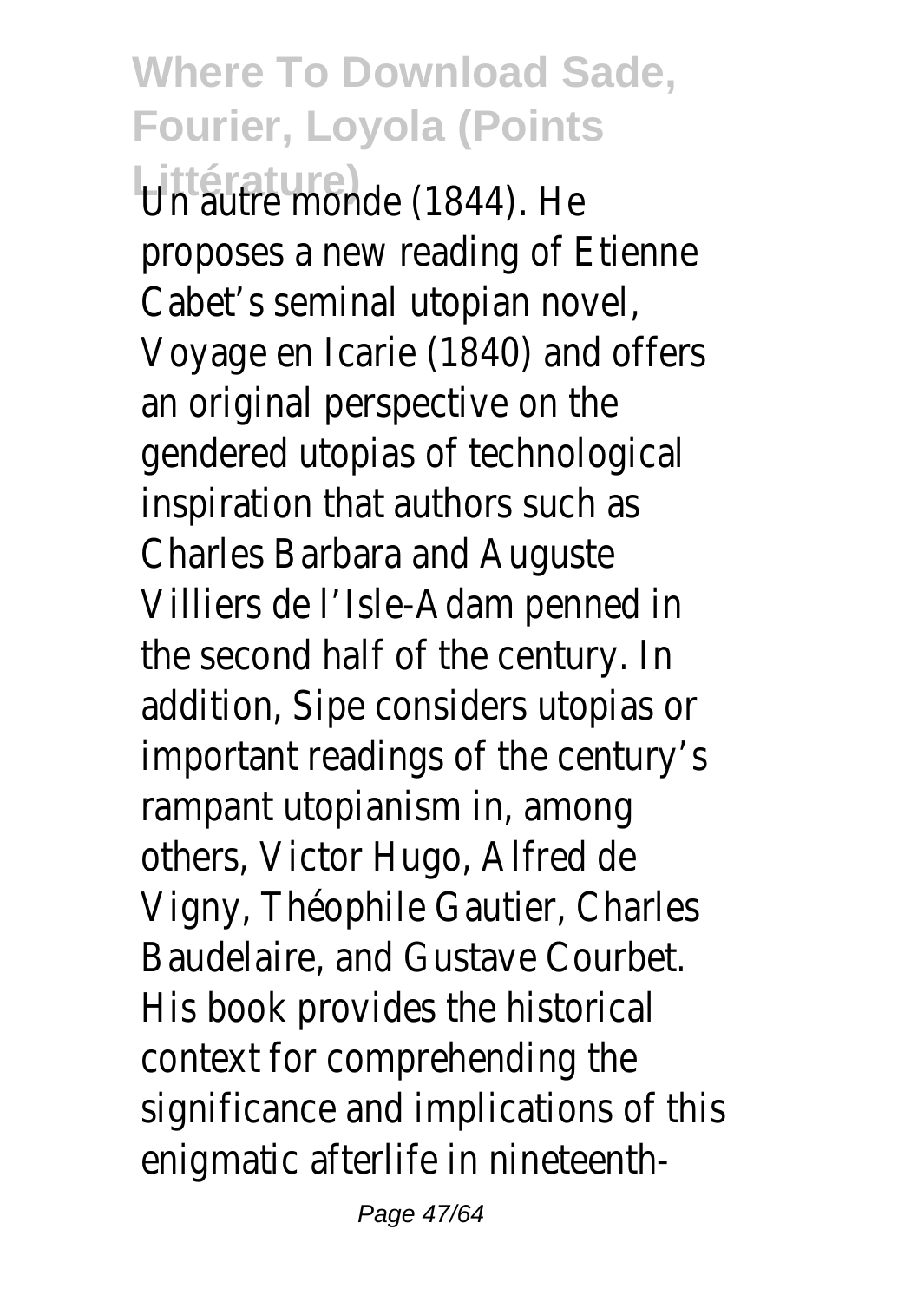Un autre monde (1844). He proposes a new reading of Etienne Cabet's seminal utopian novel, Voyage en Icarie (1840) and offers an original perspective on the gendered utopias of technological inspiration that authors such as Charles Barbara and Auguste Villiers de l'Isle-Adam penned in the second half of the century. In addition, Sipe considers utopias or important readings of the century's rampant utopianism in, among others, Victor Hugo, Alfred de Vigny, Théophile Gautier, Charles Baudelaire, and Gustave Courbet. His book provides the historical context for comprehending the significance and implications of this enigmatic afterlife in nineteenth-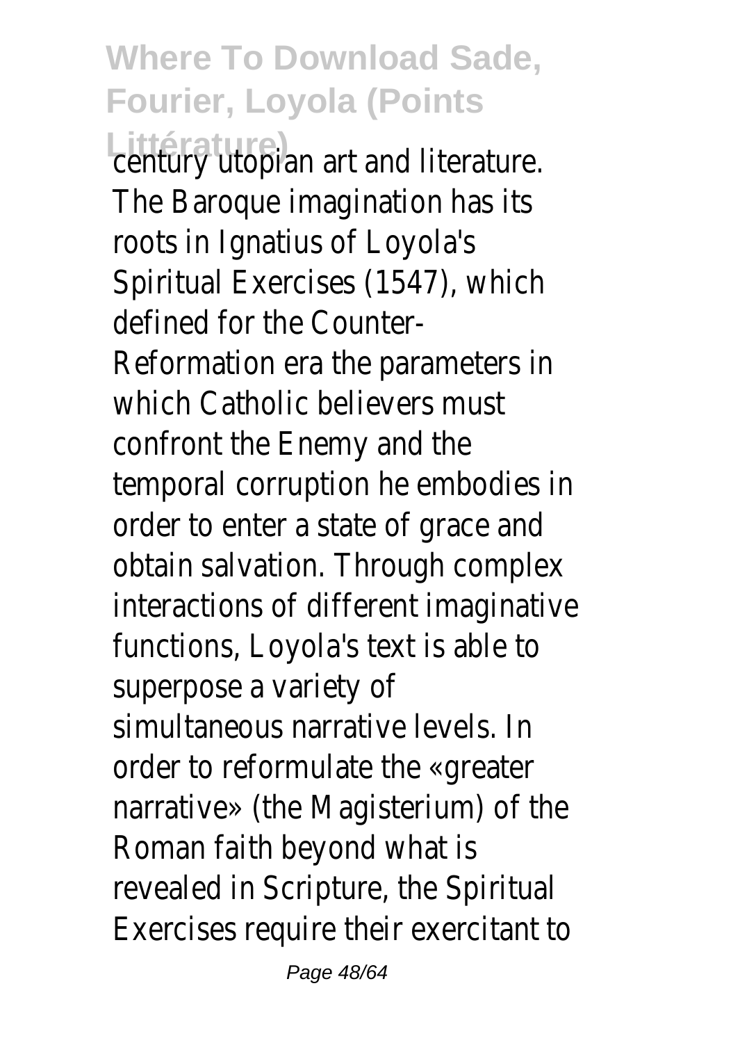century utopian art and literature. The Baroque imagination has its roots in Ignatius of Loyola's Spiritual Exercises (1547), which defined for the Counter-Reformation era the parameters in which Catholic believers must confront the Enemy and the temporal corruption he embodies in order to enter a state of grace and obtain salvation. Through complex interactions of different imaginative functions, Loyola's text is able to superpose a variety of simultaneous narrative levels. In order to reformulate the «greater narrative» (the Magisterium) of the Roman faith beyond what is revealed in Scripture, the Spiritual Exercises require their exercitant to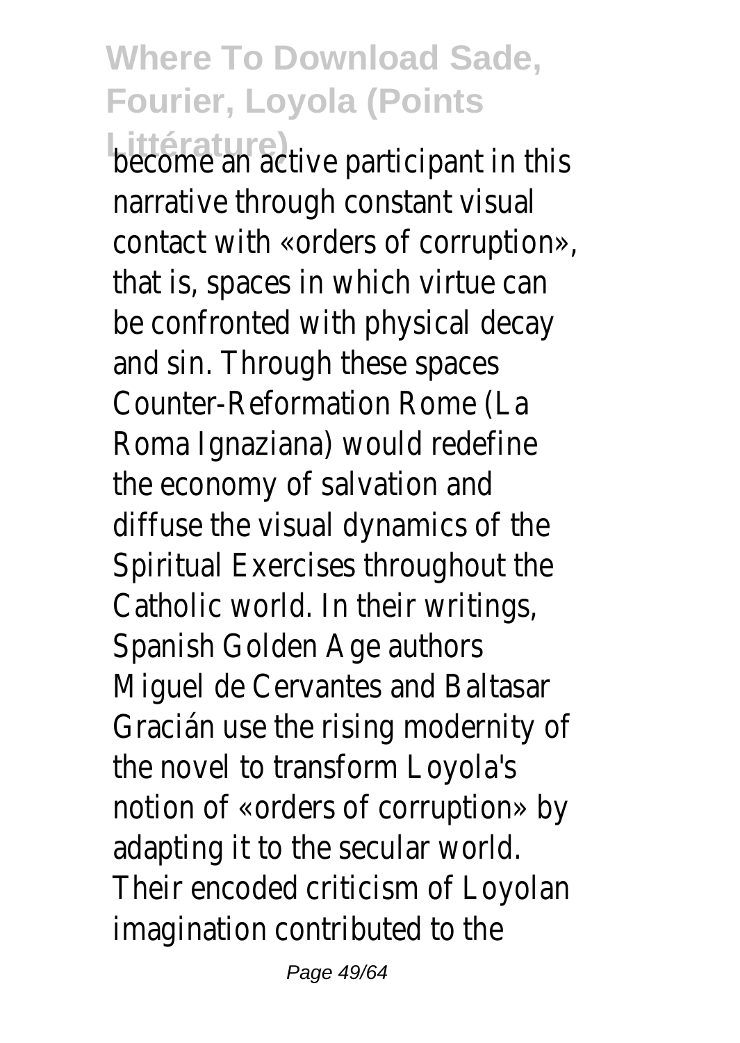become an active participant in this narrative through constant visual contact with «orders of corruption», that is, spaces in which virtue can be confronted with physical decay and sin. Through these spaces Counter-Reformation Rome (La Roma Ignaziana) would redefine the economy of salvation and diffuse the visual dynamics of the Spiritual Exercises throughout the Catholic world. In their writings, Spanish Golden Age authors Miguel de Cervantes and Baltasar Gracián use the rising modernity of the novel to transform Loyola's notion of «orders of corruption» by adapting it to the secular world. Their encoded criticism of Loyolan imagination contributed to the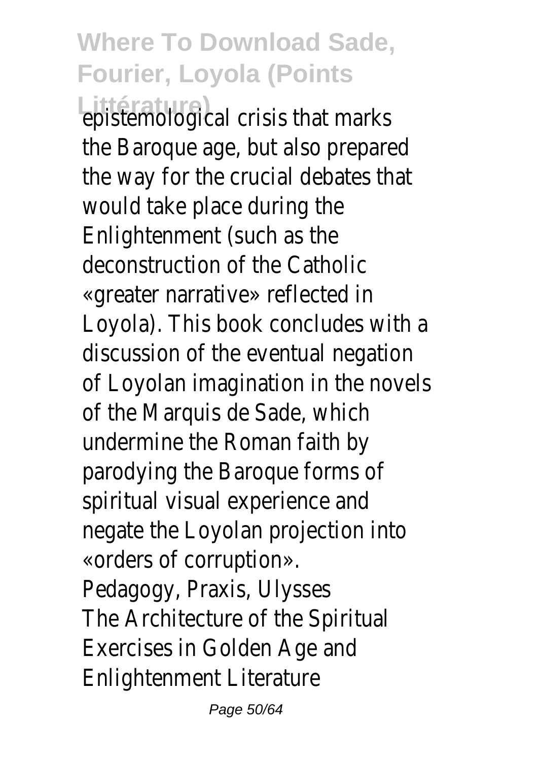epistemological crisis that marks the Baroque age, but also prepared the way for the crucial debates that would take place during the Enlightenment (such as the deconstruction of the Catholic «greater narrative» reflected in Loyola). This book concludes with a discussion of the eventual negation of Loyolan imagination in the novels of the Marquis de Sade, which undermine the Roman faith by parodying the Baroque forms of spiritual visual experience and negate the Loyolan projection into «orders of corruption».

Pedagogy, Praxis, Ulysses

The Architecture of the Spiritual Exercises in Golden Age and Enlightenment Literature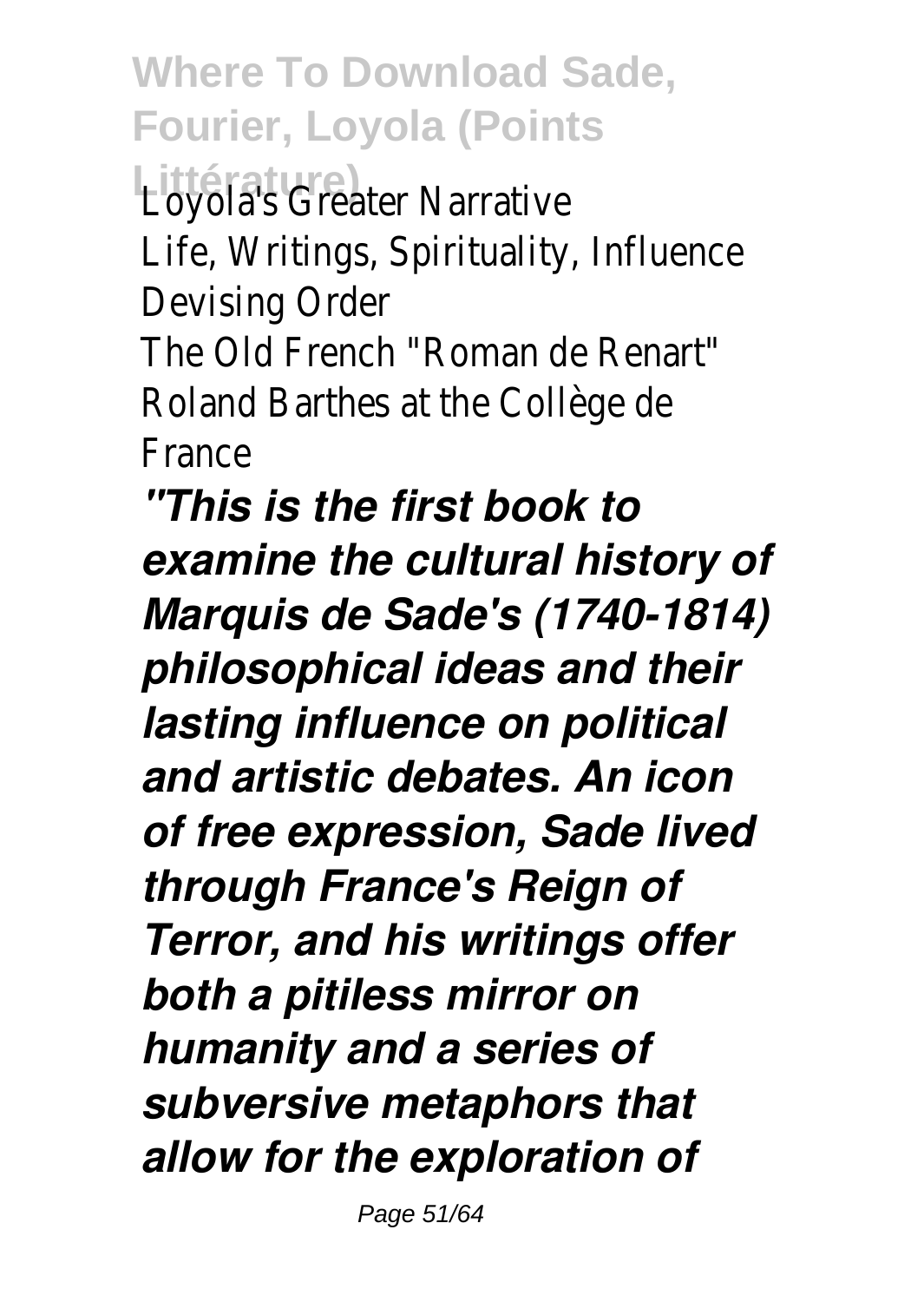Loyola's Greater Narrative
Life, Writings, Spirituality, Influence
Devising Order
The Old French "Roman de Renart"
Roland Barthes at the Collège de France

***"This is the first book to examine the cultural history of Marquis de Sade's (1740-1814) philosophical ideas and their lasting influence on political and artistic debates. An icon of free expression, Sade lived through France's Reign of Terror, and his writings offer both a pitiless mirror on humanity and a series of subversive metaphors that allow for the exploration of***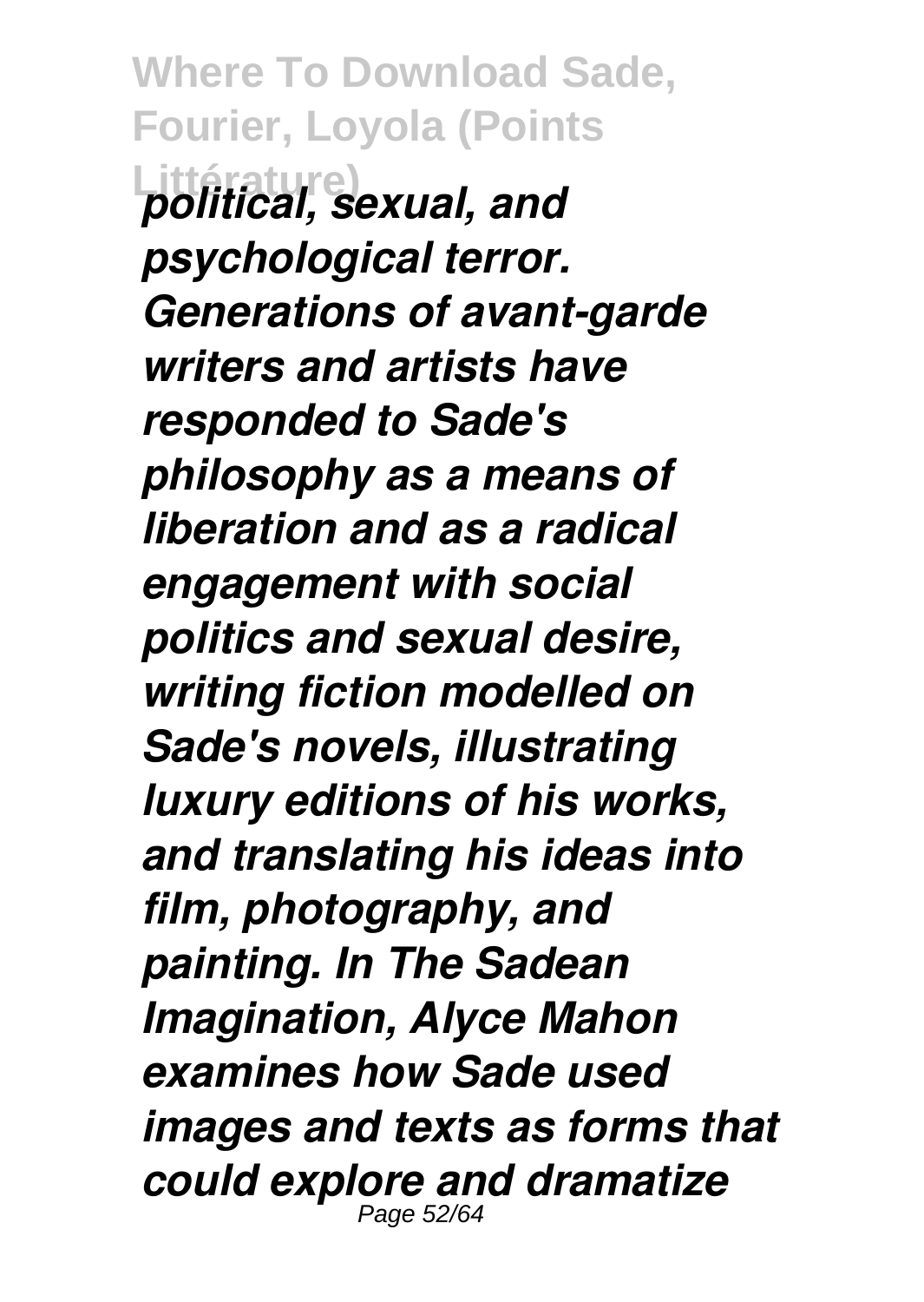*political, sexual, and psychological terror. Generations of avant-garde writers and artists have responded to Sade's philosophy as a means of liberation and as a radical engagement with social politics and sexual desire, writing fiction modelled on Sade's novels, illustrating luxury editions of his works, and translating his ideas into film, photography, and painting. In The Sadean Imagination, Alyce Mahon examines how Sade used images and texts as forms that could explore and dramatize*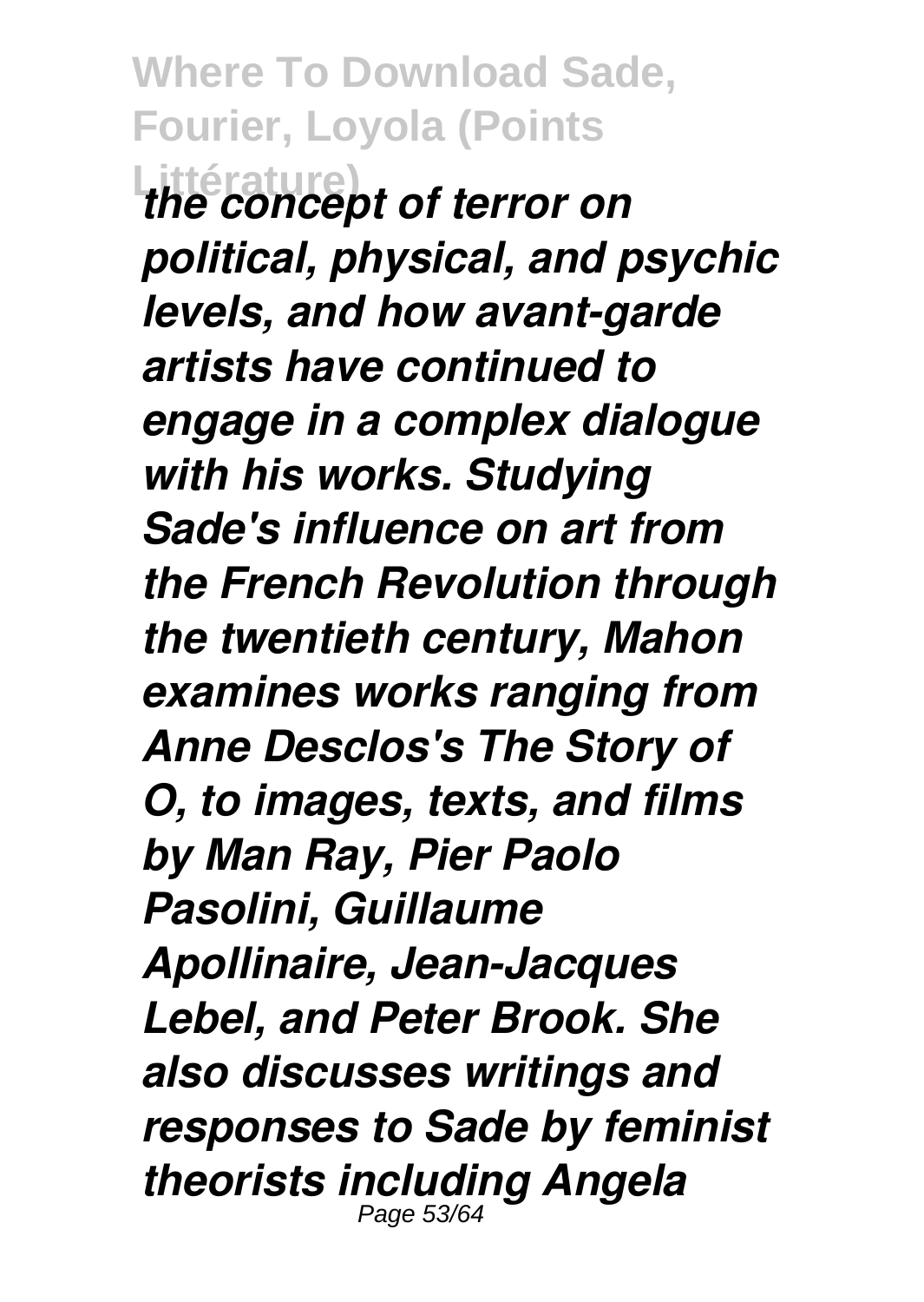*the concept of terror on political, physical, and psychic levels, and how avant-garde artists have continued to engage in a complex dialogue with his works. Studying Sade's influence on art from the French Revolution through the twentieth century, Mahon examines works ranging from Anne Desclos's The Story of O, to images, texts, and films by Man Ray, Pier Paolo Pasolini, Guillaume Apollinaire, Jean-Jacques Lebel, and Peter Brook. She also discusses writings and responses to Sade by feminist theorists including Angela*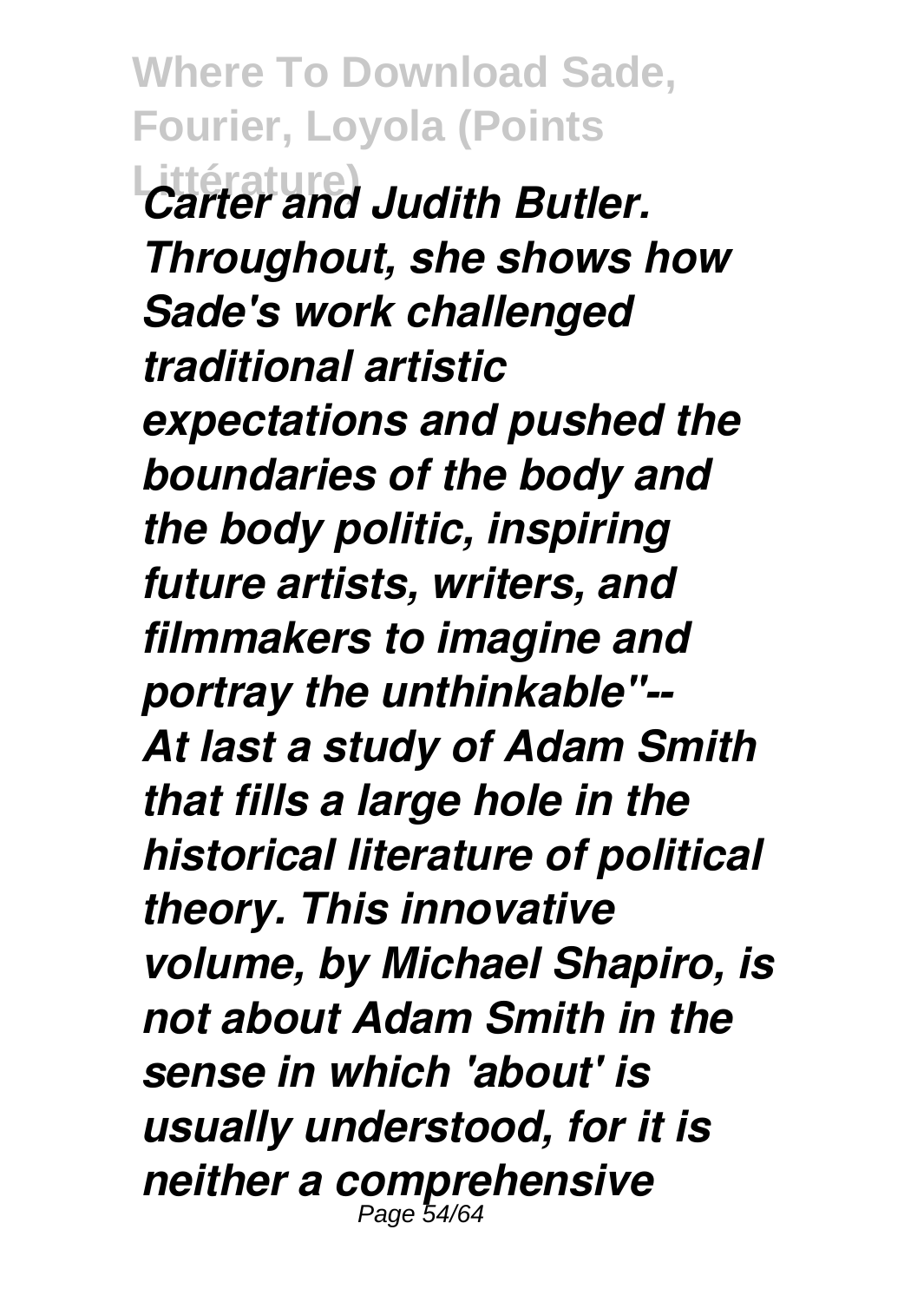*Carter and Judith Butler. Throughout, she shows how Sade's work challenged traditional artistic expectations and pushed the boundaries of the body and the body politic, inspiring future artists, writers, and filmmakers to imagine and portray the unthinkable"--*

*At last a study of Adam Smith that fills a large hole in the historical literature of political theory. This innovative volume, by Michael Shapiro, is not about Adam Smith in the sense in which 'about' is usually understood, for it is neither a comprehensive*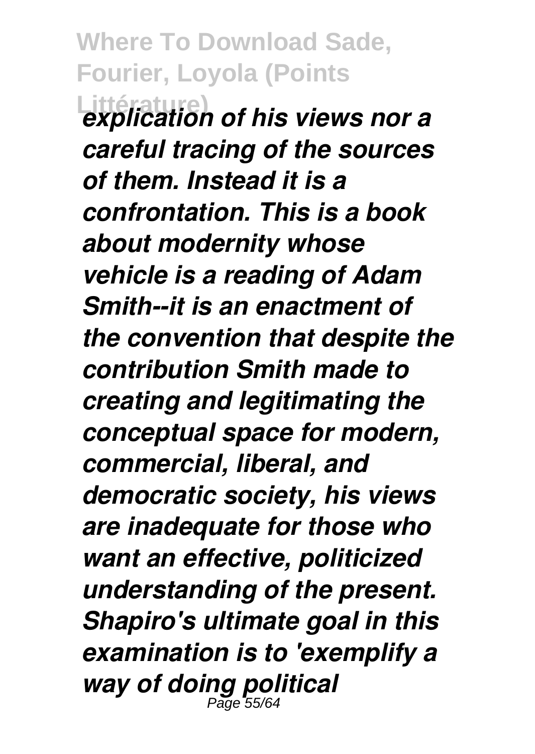*explication of his views nor a careful tracing of the sources of them. Instead it is a confrontation. This is a book about modernity whose vehicle is a reading of Adam Smith--it is an enactment of the convention that despite the contribution Smith made to creating and legitimating the conceptual space for modern, commercial, liberal, and democratic society, his views are inadequate for those who want an effective, politicized understanding of the present. Shapiro's ultimate goal in this examination is to 'exemplify a way of doing political*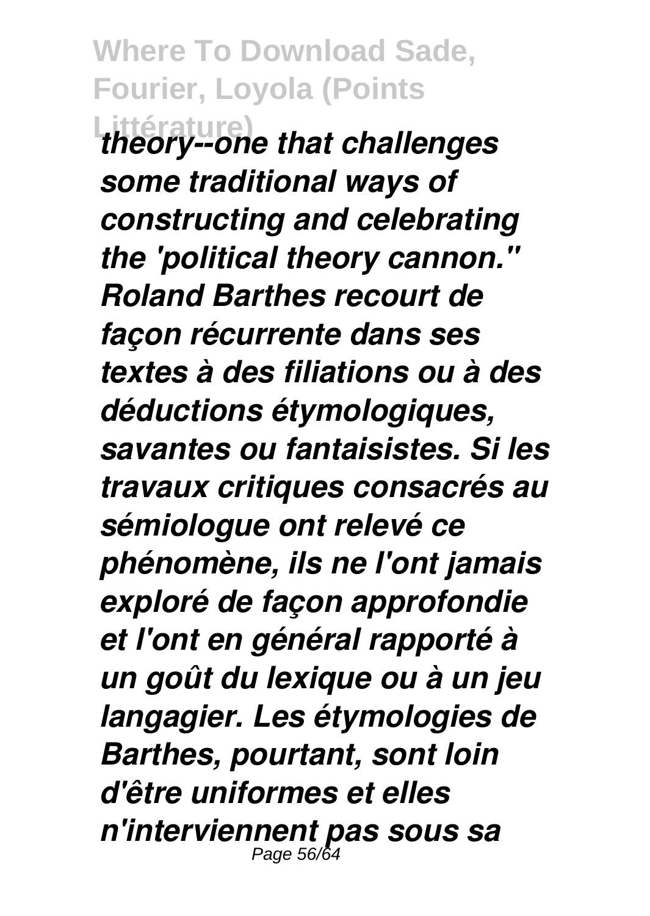*theory--one that challenges some traditional ways of constructing and celebrating the 'political theory cannon." Roland Barthes recourt de façon récurrente dans ses textes à des filiations ou à des déductions étymologiques, savantes ou fantaisistes. Si les travaux critiques consacrés au sémiologue ont relevé ce phénomène, ils ne l'ont jamais exploré de façon approfondie et l'ont en général rapporté à un goût du lexique ou à un jeu langagier. Les étymologies de Barthes, pourtant, sont loin d'être uniformes et elles n'interviennent pas sous sa*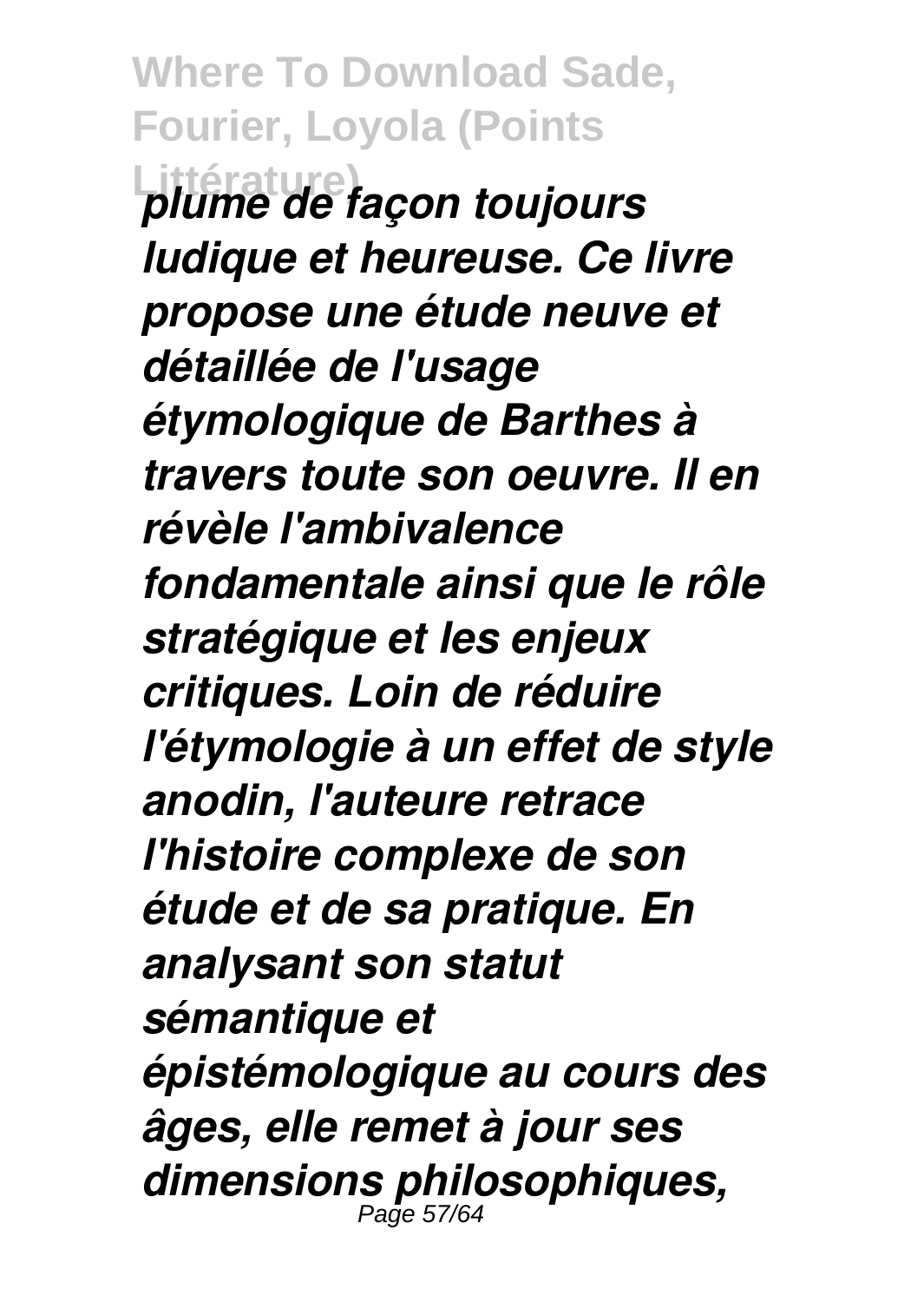*plume de façon toujours ludique et heureuse. Ce livre propose une étude neuve et détaillée de l'usage étymologique de Barthes à travers toute son oeuvre. Il en révèle l'ambivalence fondamentale ainsi que le rôle stratégique et les enjeux critiques. Loin de réduire l'étymologie à un effet de style anodin, l'auteure retrace l'histoire complexe de son étude et de sa pratique. En analysant son statut sémantique et épistémologique au cours des âges, elle remet à jour ses dimensions philosophiques,*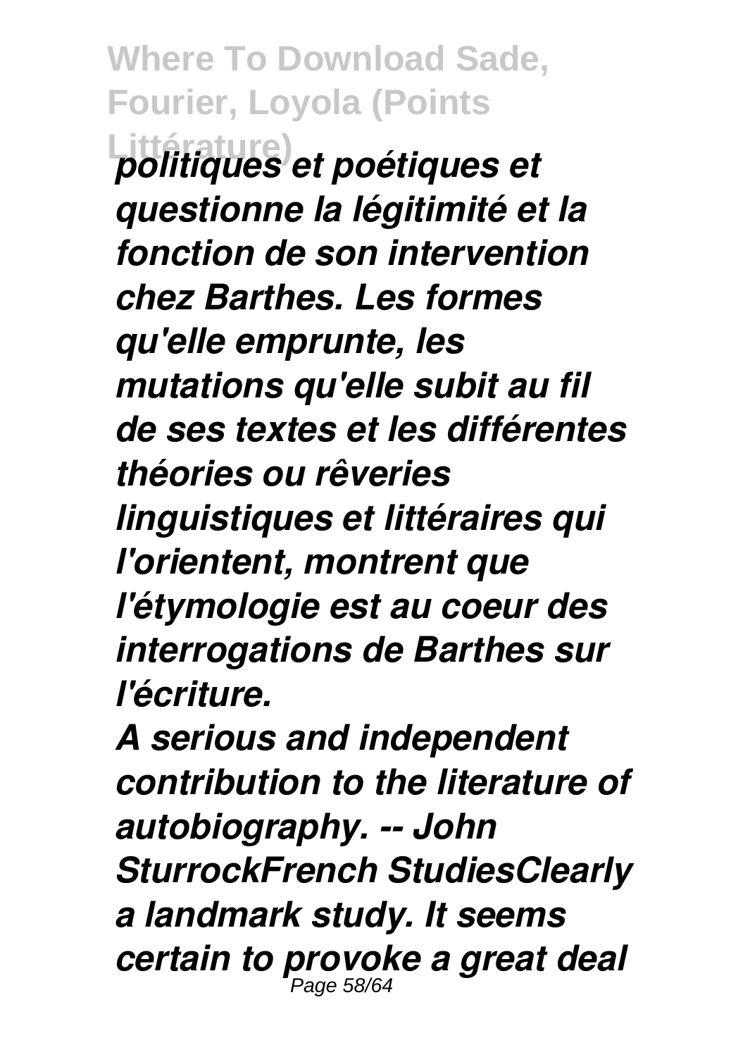*politiques et poétiques et questionne la légitimité et la fonction de son intervention chez Barthes. Les formes qu'elle emprunte, les mutations qu'elle subit au fil de ses textes et les différentes théories ou rêveries linguistiques et littéraires qui l'orientent, montrent que l'étymologie est au coeur des interrogations de Barthes sur l'écriture.*

*A serious and independent contribution to the literature of autobiography. -- John SturrockFrench StudiesClearly a landmark study. It seems certain to provoke a great deal*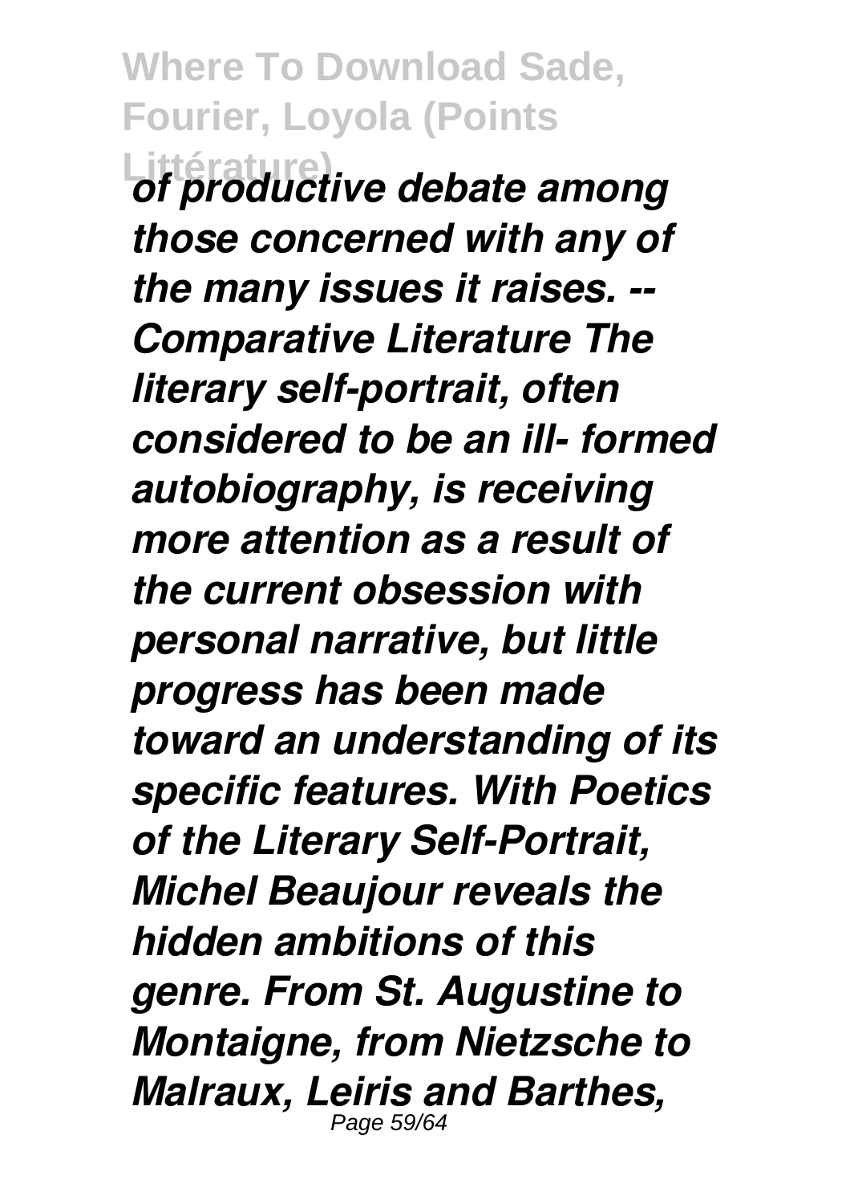*of productive debate among those concerned with any of the many issues it raises. -- Comparative Literature The literary self-portrait, often considered to be an ill- formed autobiography, is receiving more attention as a result of the current obsession with personal narrative, but little progress has been made toward an understanding of its specific features. With Poetics of the Literary Self-Portrait, Michel Beaujour reveals the hidden ambitions of this genre. From St. Augustine to Montaigne, from Nietzsche to Malraux, Leiris and Barthes,*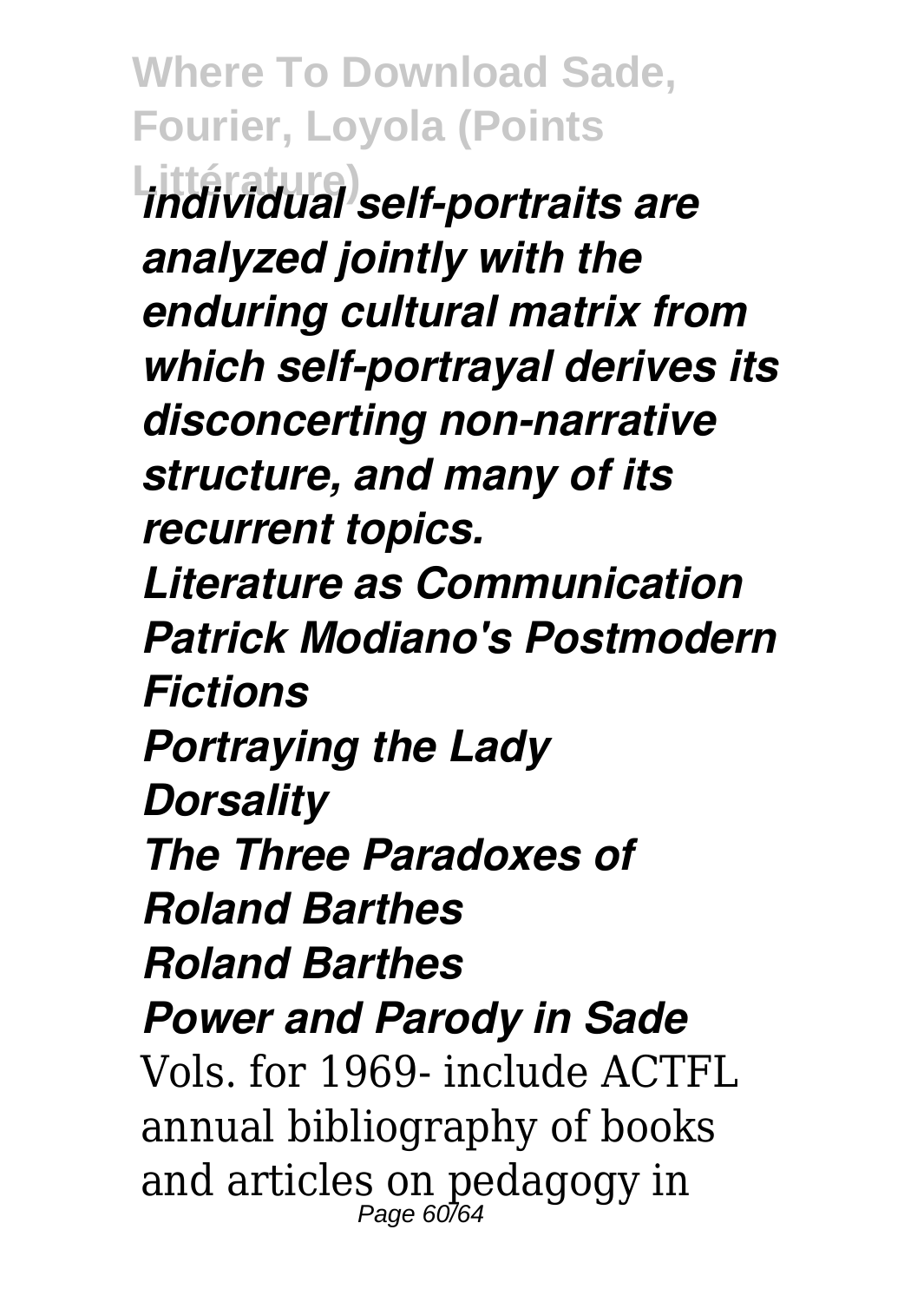*individual self-portraits are analyzed jointly with the enduring cultural matrix from which self-portrayal derives its disconcerting non-narrative structure, and many of its recurrent topics.*

*Literature as Communication*

*Patrick Modiano's Postmodern Fictions*

*Portraying the Lady*

*Dorsality*

*The Three Paradoxes of Roland Barthes*

*Roland Barthes*

*Power and Parody in Sade*

Vols. for 1969- include ACTFL annual bibliography of books and articles on pedagogy in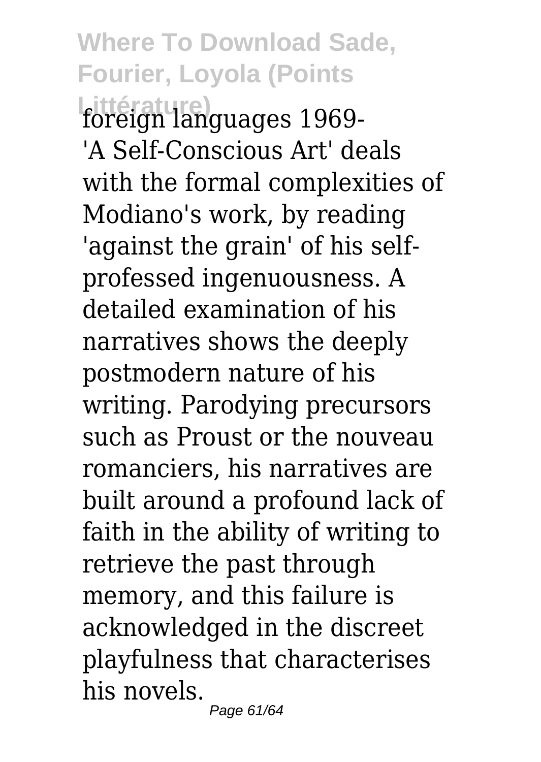foreign languages 1969-

'A Self-Conscious Art' deals with the formal complexities of Modiano's work, by reading 'against the grain' of his self-professed ingenuousness. A detailed examination of his narratives shows the deeply postmodern nature of his writing. Parodying precursors such as Proust or the nouveau romanciers, his narratives are built around a profound lack of faith in the ability of writing to retrieve the past through memory, and this failure is acknowledged in the discreet playfulness that characterises his novels.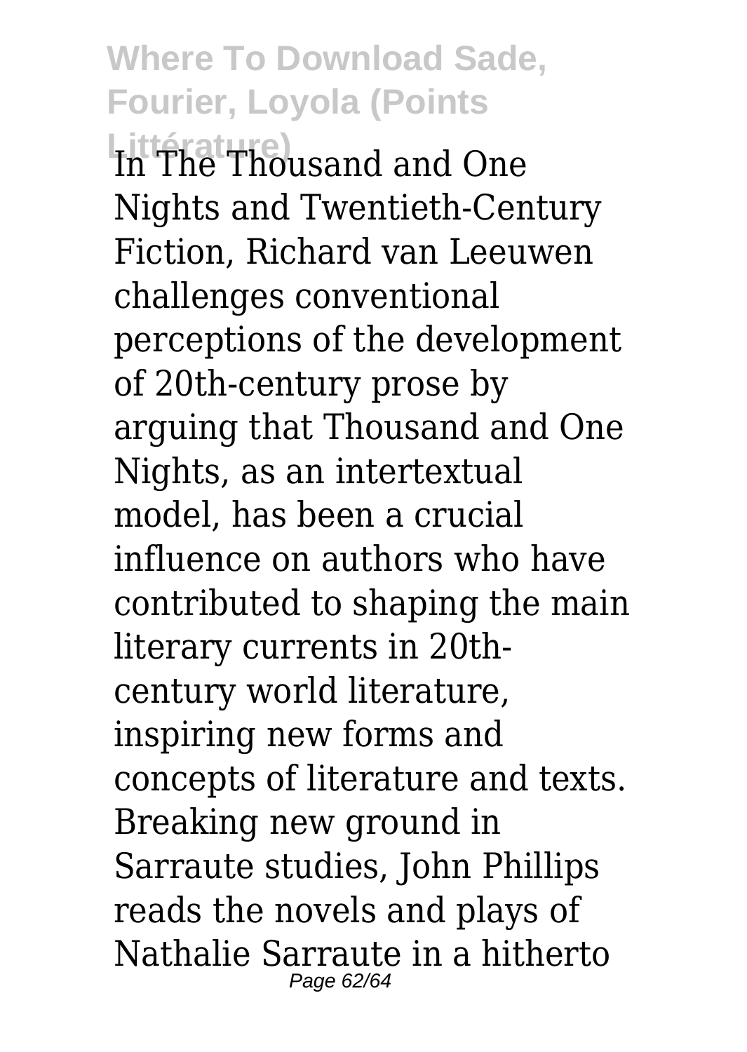In The Thousand and One Nights and Twentieth-Century Fiction, Richard van Leeuwen challenges conventional perceptions of the development of 20th-century prose by arguing that Thousand and One Nights, as an intertextual model, has been a crucial influence on authors who have contributed to shaping the main literary currents in 20th-century world literature, inspiring new forms and concepts of literature and texts. Breaking new ground in Sarraute studies, John Phillips reads the novels and plays of Nathalie Sarraute in a hitherto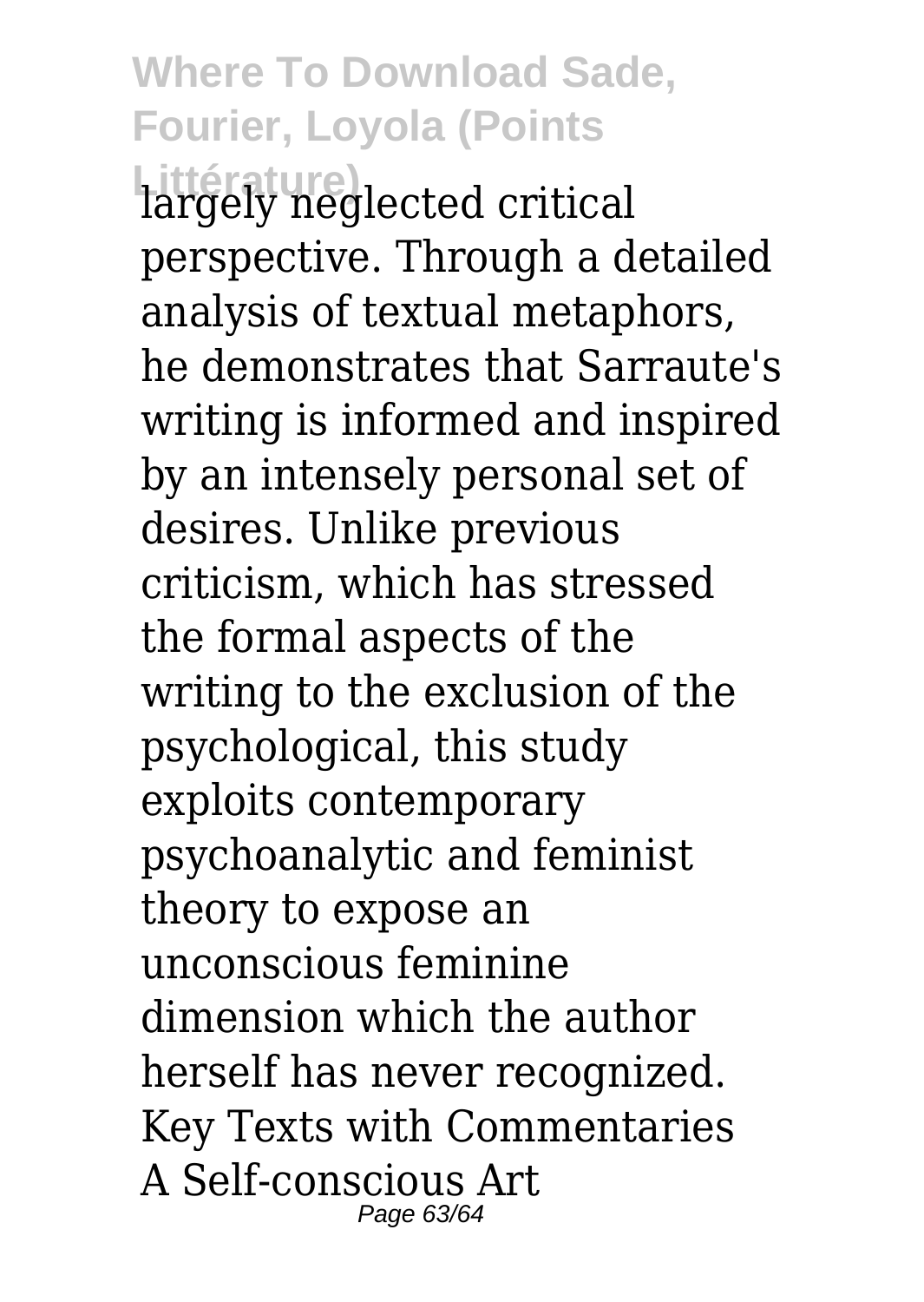largely neglected critical perspective. Through a detailed analysis of textual metaphors, he demonstrates that Sarraute's writing is informed and inspired by an intensely personal set of desires. Unlike previous criticism, which has stressed the formal aspects of the writing to the exclusion of the psychological, this study exploits contemporary psychoanalytic and feminist theory to expose an unconscious feminine dimension which the author herself has never recognized.

Key Texts with Commentaries

A Self-conscious Art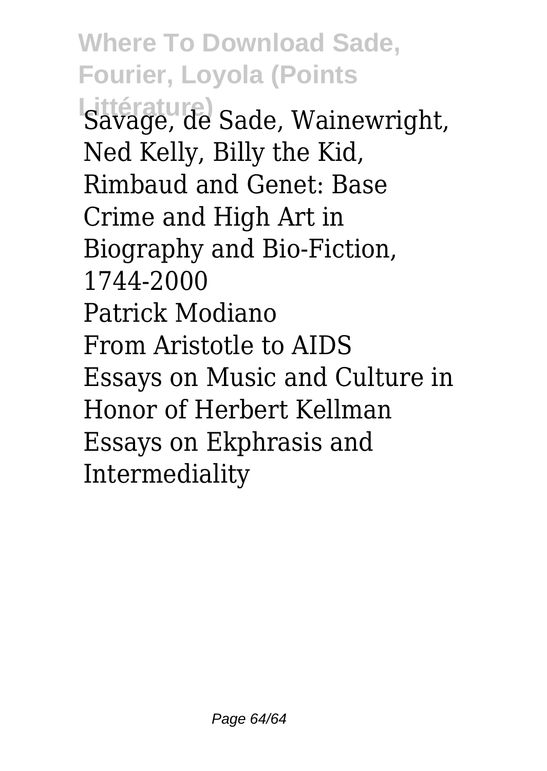Savage, de Sade, Wainewright, Ned Kelly, Billy the Kid, Rimbaud and Genet: Base Crime and High Art in Biography and Bio-Fiction, 1744-2000
Patrick Modiano
From Aristotle to AIDS
Essays on Music and Culture in Honor of Herbert Kellman
Essays on Ekphrasis and Intermediality